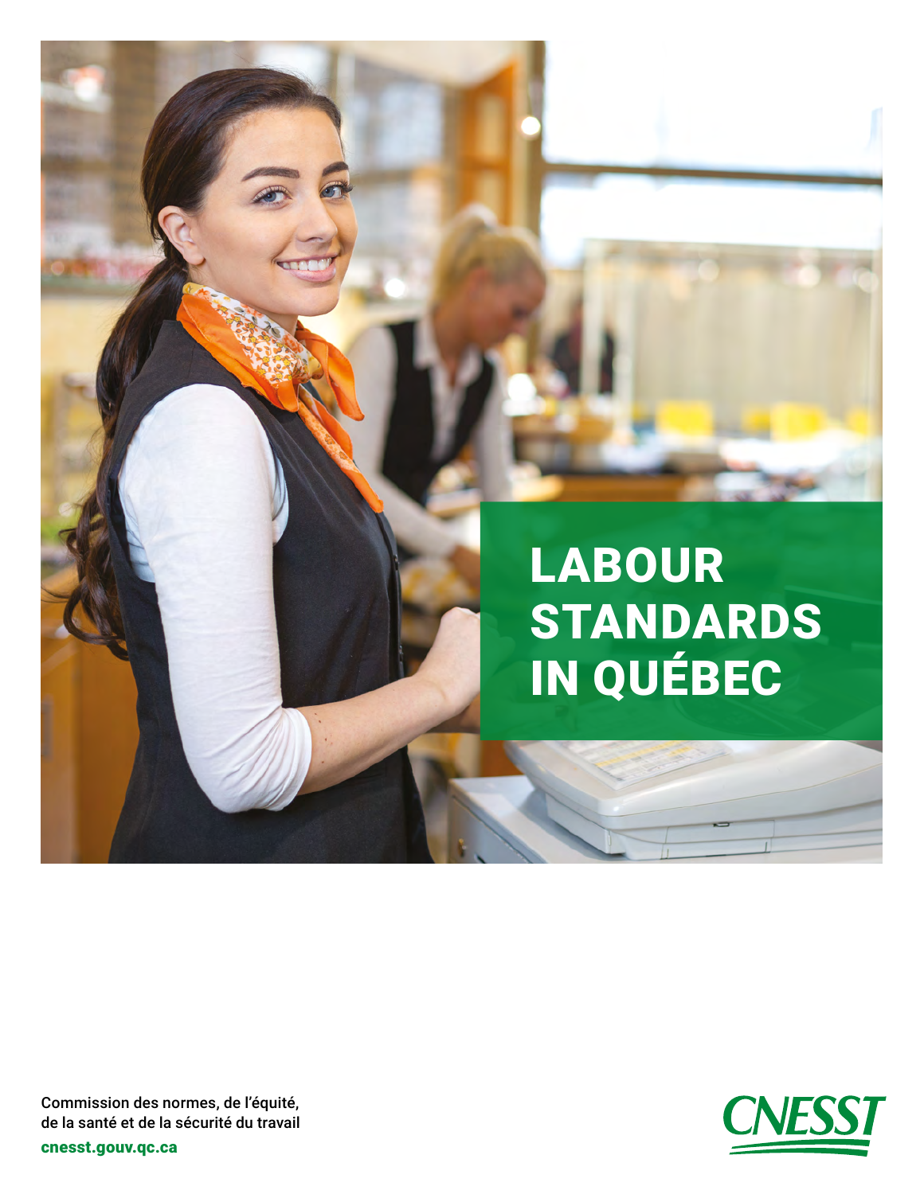# LABOUR STANDARDS IN QUÉBEC

Commission des normes, de l'équité, de la santé et de la sécurité du travail

cnesst.gouv.qc.ca

CNESST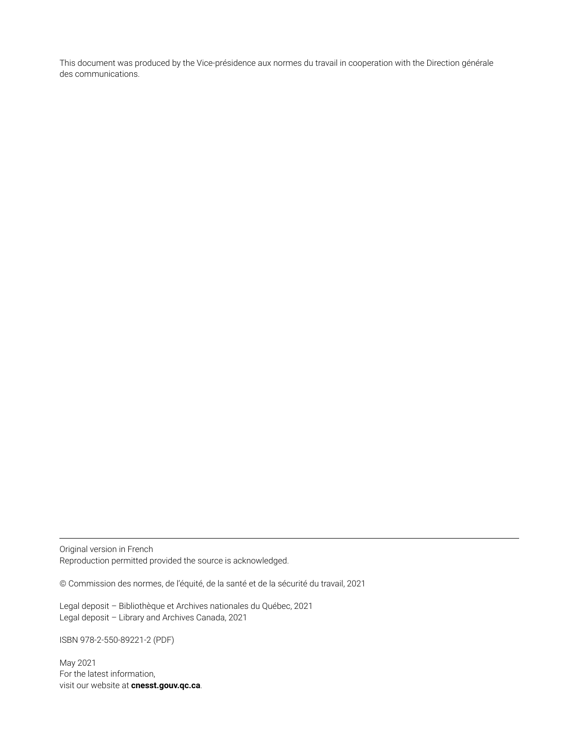This document was produced by the Vice-présidence aux normes du travail in cooperation with the Direction générale des communications.

---

Original version in French
Reproduction permitted provided the source is acknowledged.

© Commission des normes, de l'équité, de la santé et de la sécurité du travail, 2021

Legal deposit – Bibliothèque et Archives nationales du Québec, 2021
Legal deposit – Library and Archives Canada, 2021

ISBN 978-2-550-89221-2 (PDF)

May 2021
For the latest information,
visit our website at **cnesst.gouv.qc.ca**.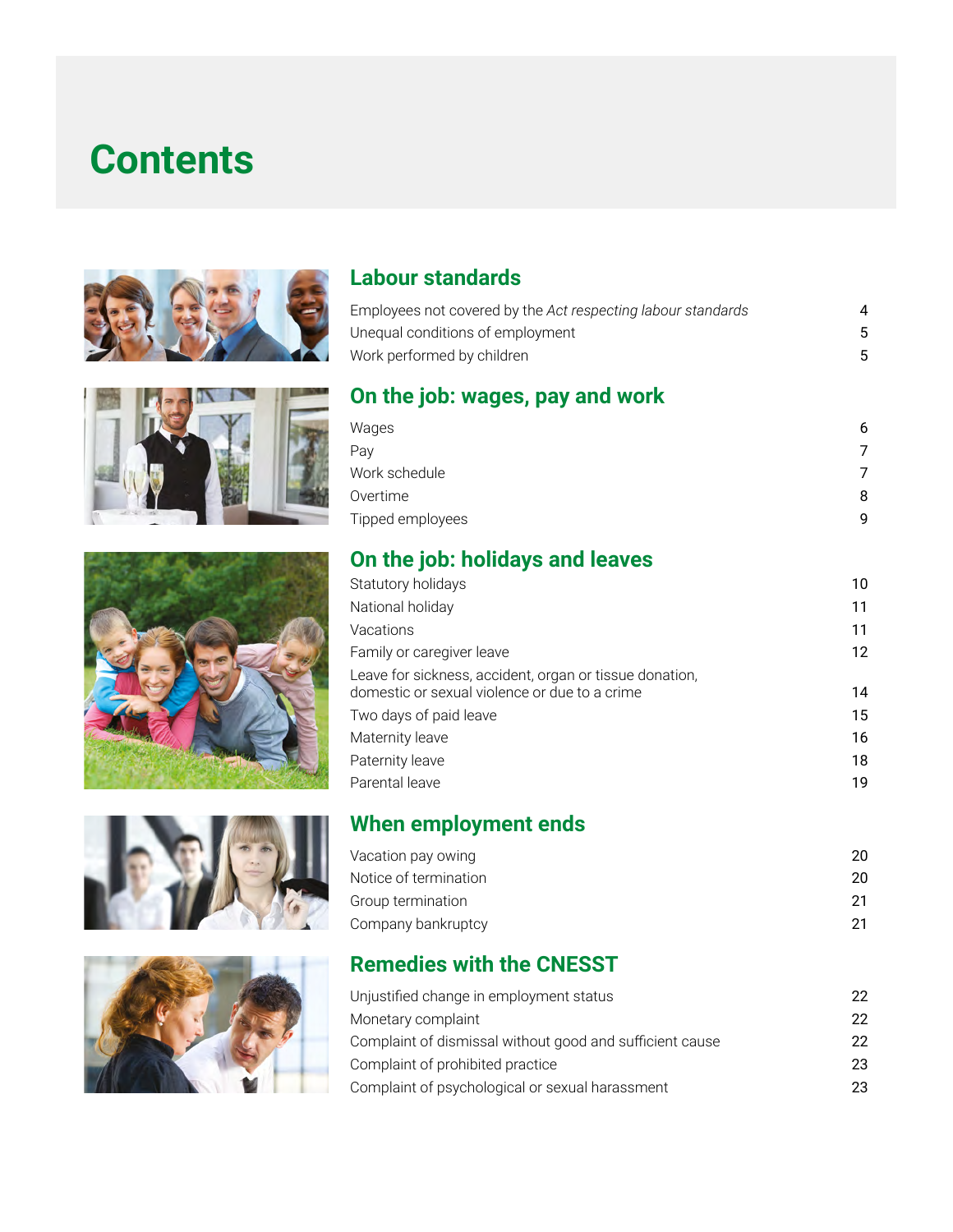# Contents

## Labour standards

| | |
|---|---|
| Employees not covered by the *Act respecting labour standards* | 4 |
| Unequal conditions of employment | 5 |
| Work performed by children | 5 |

## On the job: wages, pay and work

| | |
|---|---|
| Wages | 6 |
| Pay | 7 |
| Work schedule | 7 |
| Overtime | 8 |
| Tipped employees | 9 |

## On the job: holidays and leaves

| | |
|---|---|
| Statutory holidays | 10 |
| National holiday | 11 |
| Vacations | 11 |
| Family or caregiver leave | 12 |
| Leave for sickness, accident, organ or tissue donation, domestic or sexual violence or due to a crime | 14 |
| Two days of paid leave | 15 |
| Maternity leave | 16 |
| Paternity leave | 18 |
| Parental leave | 19 |

## When employment ends

| | |
|---|---|
| Vacation pay owing | 20 |
| Notice of termination | 20 |
| Group termination | 21 |
| Company bankruptcy | 21 |

## Remedies with the CNESST

| | |
|---|---|
| Unjustified change in employment status | 22 |
| Monetary complaint | 22 |
| Complaint of dismissal without good and sufficient cause | 22 |
| Complaint of prohibited practice | 23 |
| Complaint of psychological or sexual harassment | 23 |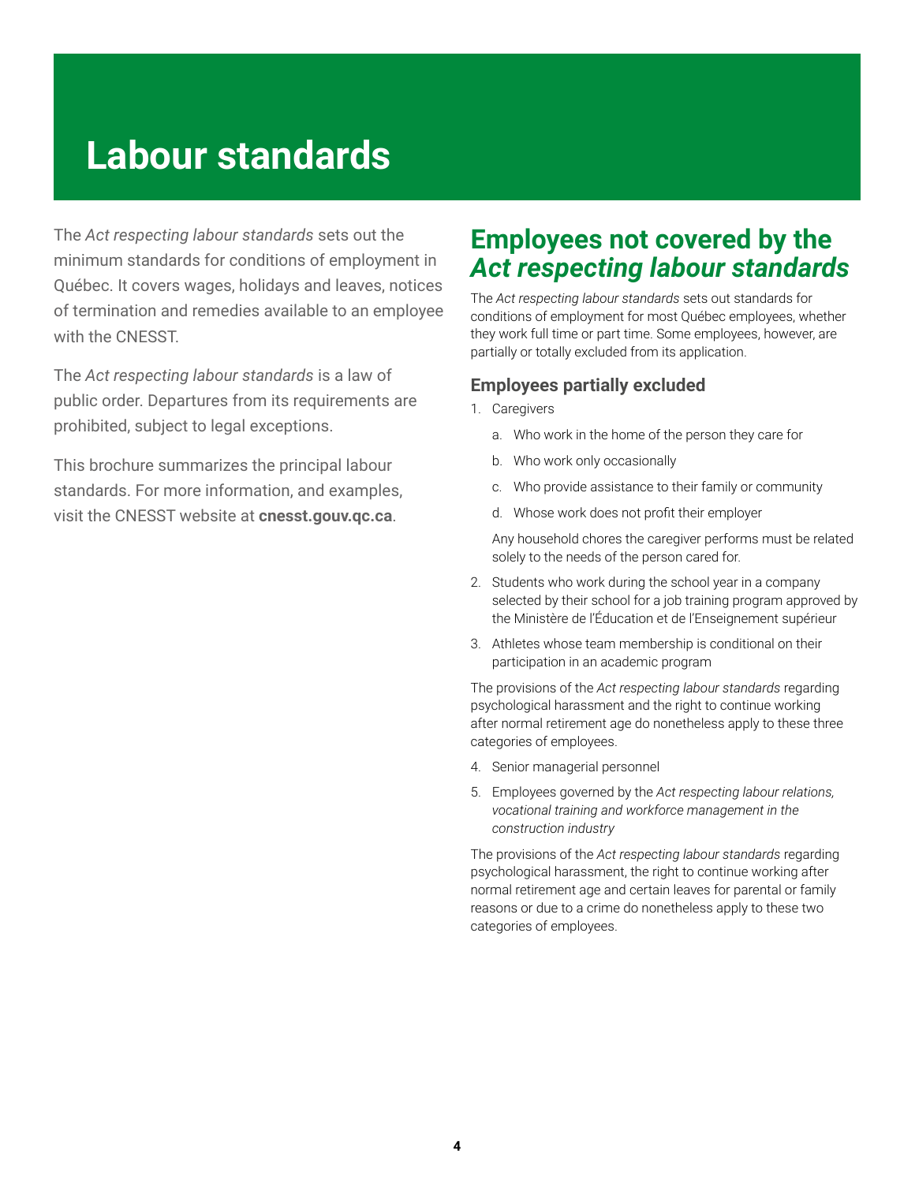# Labour standards

The *Act respecting labour standards* sets out the minimum standards for conditions of employment in Québec. It covers wages, holidays and leaves, notices of termination and remedies available to an employee with the CNESST.

The *Act respecting labour standards* is a law of public order. Departures from its requirements are prohibited, subject to legal exceptions.

This brochure summarizes the principal labour standards. For more information, and examples, visit the CNESST website at **cnesst.gouv.qc.ca**.

## Employees not covered by the *Act respecting labour standards*

The *Act respecting labour standards* sets out standards for conditions of employment for most Québec employees, whether they work full time or part time. Some employees, however, are partially or totally excluded from its application.

### Employees partially excluded

1. Caregivers
   a. Who work in the home of the person they care for
   b. Who work only occasionally
   c. Who provide assistance to their family or community
   d. Whose work does not profit their employer

   Any household chores the caregiver performs must be related solely to the needs of the person cared for.
2. Students who work during the school year in a company selected by their school for a job training program approved by the Ministère de l'Éducation et de l'Enseignement supérieur
3. Athletes whose team membership is conditional on their participation in an academic program

The provisions of the *Act respecting labour standards* regarding psychological harassment and the right to continue working after normal retirement age do nonetheless apply to these three categories of employees.

4. Senior managerial personnel
5. Employees governed by the *Act respecting labour relations, vocational training and workforce management in the construction industry*

The provisions of the *Act respecting labour standards* regarding psychological harassment, the right to continue working after normal retirement age and certain leaves for parental or family reasons or due to a crime do nonetheless apply to these two categories of employees.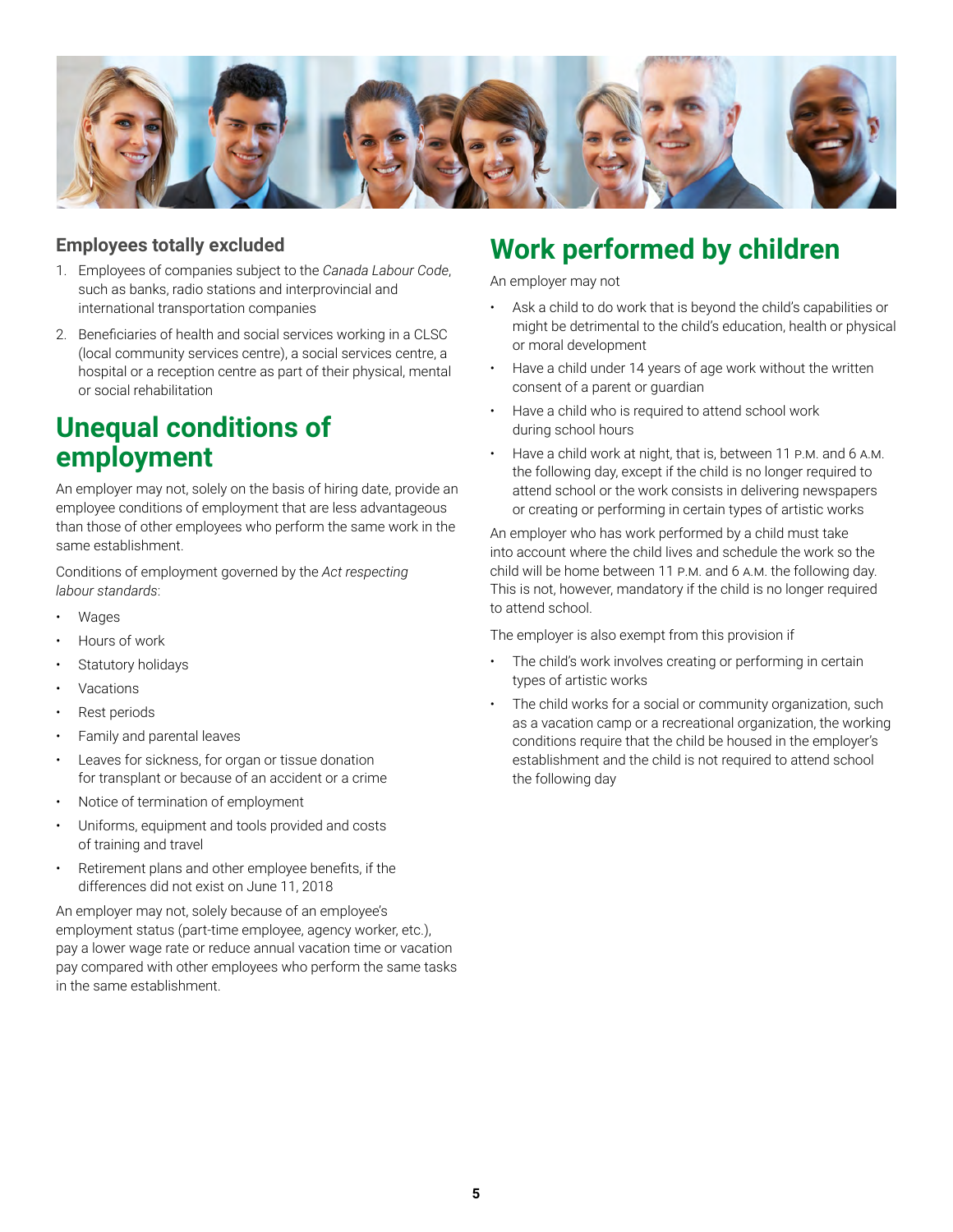### Employees totally excluded

1. Employees of companies subject to the *Canada Labour Code*, such as banks, radio stations and interprovincial and international transportation companies
2. Beneficiaries of health and social services working in a CLSC (local community services centre), a social services centre, a hospital or a reception centre as part of their physical, mental or social rehabilitation

## Unequal conditions of employment

An employer may not, solely on the basis of hiring date, provide an employee conditions of employment that are less advantageous than those of other employees who perform the same work in the same establishment.

Conditions of employment governed by the *Act respecting labour standards*:

- Wages
- Hours of work
- Statutory holidays
- Vacations
- Rest periods
- Family and parental leaves
- Leaves for sickness, for organ or tissue donation for transplant or because of an accident or a crime
- Notice of termination of employment
- Uniforms, equipment and tools provided and costs of training and travel
- Retirement plans and other employee benefits, if the differences did not exist on June 11, 2018

An employer may not, solely because of an employee's employment status (part-time employee, agency worker, etc.), pay a lower wage rate or reduce annual vacation time or vacation pay compared with other employees who perform the same tasks in the same establishment.

## Work performed by children

An employer may not

- Ask a child to do work that is beyond the child's capabilities or might be detrimental to the child's education, health or physical or moral development
- Have a child under 14 years of age work without the written consent of a parent or guardian
- Have a child who is required to attend school work during school hours
- Have a child work at night, that is, between 11 P.M. and 6 A.M. the following day, except if the child is no longer required to attend school or the work consists in delivering newspapers or creating or performing in certain types of artistic works

An employer who has work performed by a child must take into account where the child lives and schedule the work so the child will be home between 11 P.M. and 6 A.M. the following day. This is not, however, mandatory if the child is no longer required to attend school.

The employer is also exempt from this provision if

- The child's work involves creating or performing in certain types of artistic works
- The child works for a social or community organization, such as a vacation camp or a recreational organization, the working conditions require that the child be housed in the employer's establishment and the child is not required to attend school the following day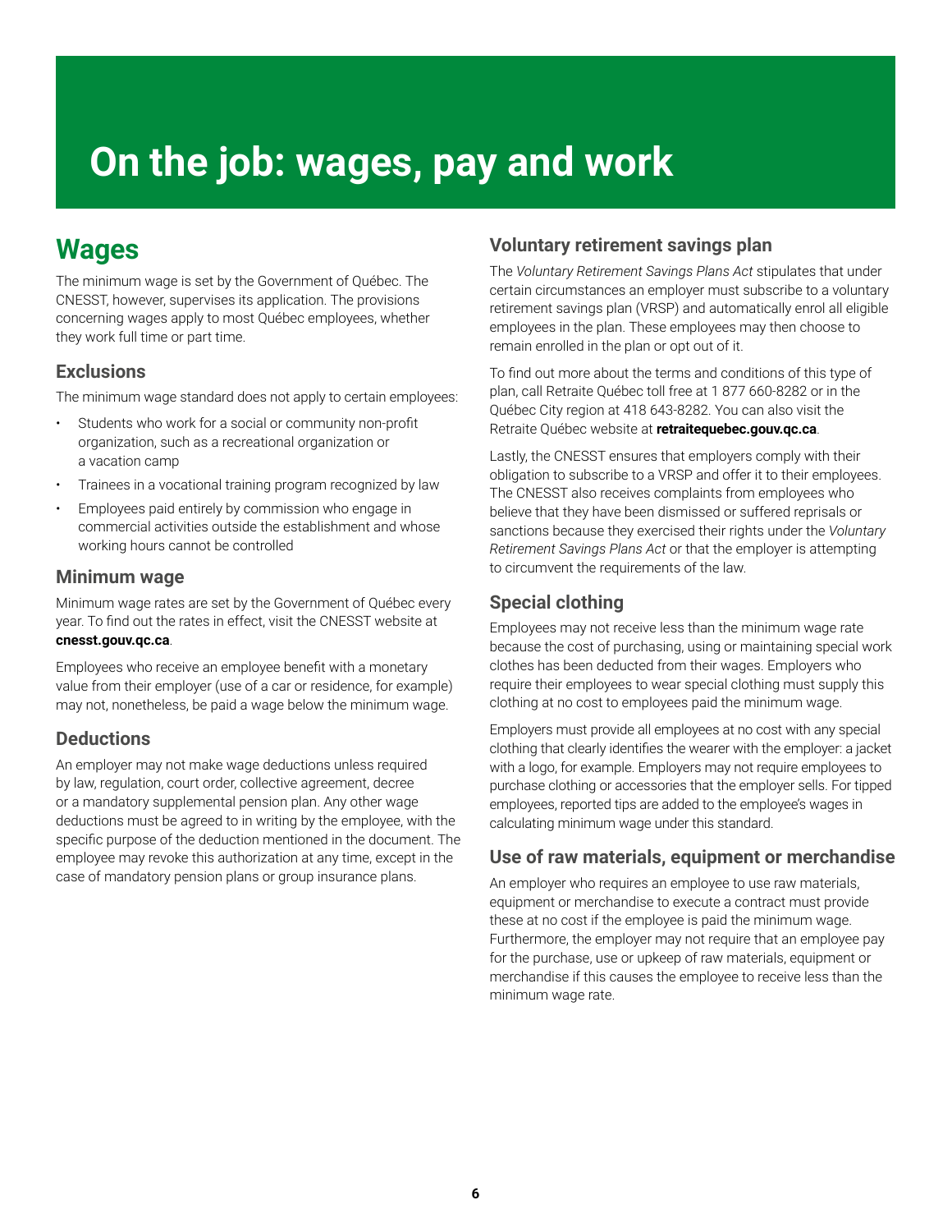# On the job: wages, pay and work

## Wages

The minimum wage is set by the Government of Québec. The CNESST, however, supervises its application. The provisions concerning wages apply to most Québec employees, whether they work full time or part time.

### Exclusions

The minimum wage standard does not apply to certain employees:

- Students who work for a social or community non-profit organization, such as a recreational organization or a vacation camp
- Trainees in a vocational training program recognized by law
- Employees paid entirely by commission who engage in commercial activities outside the establishment and whose working hours cannot be controlled

### Minimum wage

Minimum wage rates are set by the Government of Québec every year. To find out the rates in effect, visit the CNESST website at **cnesst.gouv.qc.ca**.

Employees who receive an employee benefit with a monetary value from their employer (use of a car or residence, for example) may not, nonetheless, be paid a wage below the minimum wage.

### Deductions

An employer may not make wage deductions unless required by law, regulation, court order, collective agreement, decree or a mandatory supplemental pension plan. Any other wage deductions must be agreed to in writing by the employee, with the specific purpose of the deduction mentioned in the document. The employee may revoke this authorization at any time, except in the case of mandatory pension plans or group insurance plans.

### Voluntary retirement savings plan

The *Voluntary Retirement Savings Plans Act* stipulates that under certain circumstances an employer must subscribe to a voluntary retirement savings plan (VRSP) and automatically enrol all eligible employees in the plan. These employees may then choose to remain enrolled in the plan or opt out of it.

To find out more about the terms and conditions of this type of plan, call Retraite Québec toll free at 1 877 660-8282 or in the Québec City region at 418 643-8282. You can also visit the Retraite Québec website at **retraitequebec.gouv.qc.ca**.

Lastly, the CNESST ensures that employers comply with their obligation to subscribe to a VRSP and offer it to their employees. The CNESST also receives complaints from employees who believe that they have been dismissed or suffered reprisals or sanctions because they exercised their rights under the *Voluntary Retirement Savings Plans Act* or that the employer is attempting to circumvent the requirements of the law.

### Special clothing

Employees may not receive less than the minimum wage rate because the cost of purchasing, using or maintaining special work clothes has been deducted from their wages. Employers who require their employees to wear special clothing must supply this clothing at no cost to employees paid the minimum wage.

Employers must provide all employees at no cost with any special clothing that clearly identifies the wearer with the employer: a jacket with a logo, for example. Employers may not require employees to purchase clothing or accessories that the employer sells. For tipped employees, reported tips are added to the employee's wages in calculating minimum wage under this standard.

### Use of raw materials, equipment or merchandise

An employer who requires an employee to use raw materials, equipment or merchandise to execute a contract must provide these at no cost if the employee is paid the minimum wage. Furthermore, the employer may not require that an employee pay for the purchase, use or upkeep of raw materials, equipment or merchandise if this causes the employee to receive less than the minimum wage rate.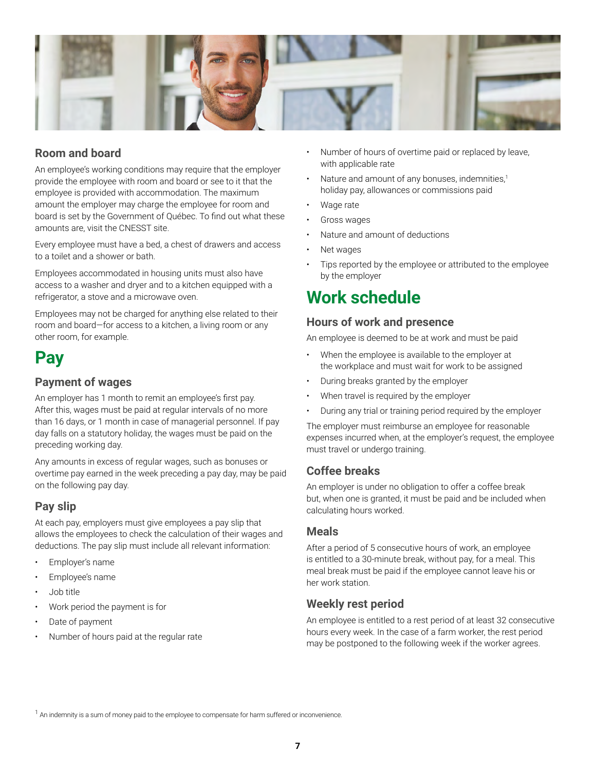## Room and board

An employee's working conditions may require that the employer provide the employee with room and board or see to it that the employee is provided with accommodation. The maximum amount the employer may charge the employee for room and board is set by the Government of Québec. To find out what these amounts are, visit the CNESST site.

Every employee must have a bed, a chest of drawers and access to a toilet and a shower or bath.

Employees accommodated in housing units must also have access to a washer and dryer and to a kitchen equipped with a refrigerator, a stove and a microwave oven.

Employees may not be charged for anything else related to their room and board—for access to a kitchen, a living room or any other room, for example.

# Pay

## Payment of wages

An employer has 1 month to remit an employee's first pay. After this, wages must be paid at regular intervals of no more than 16 days, or 1 month in case of managerial personnel. If pay day falls on a statutory holiday, the wages must be paid on the preceding working day.

Any amounts in excess of regular wages, such as bonuses or overtime pay earned in the week preceding a pay day, may be paid on the following pay day.

## Pay slip

At each pay, employers must give employees a pay slip that allows the employees to check the calculation of their wages and deductions. The pay slip must include all relevant information:

- Employer's name
- Employee's name
- Job title
- Work period the payment is for
- Date of payment
- Number of hours paid at the regular rate
- Number of hours of overtime paid or replaced by leave, with applicable rate
- Nature and amount of any bonuses, indemnities,[1] holiday pay, allowances or commissions paid
- Wage rate
- Gross wages
- Nature and amount of deductions
- Net wages
- Tips reported by the employee or attributed to the employee by the employer

# Work schedule

## Hours of work and presence

An employee is deemed to be at work and must be paid

- When the employee is available to the employer at the workplace and must wait for work to be assigned
- During breaks granted by the employer
- When travel is required by the employer
- During any trial or training period required by the employer

The employer must reimburse an employee for reasonable expenses incurred when, at the employer's request, the employee must travel or undergo training.

## Coffee breaks

An employer is under no obligation to offer a coffee break but, when one is granted, it must be paid and be included when calculating hours worked.

## Meals

After a period of 5 consecutive hours of work, an employee is entitled to a 30-minute break, without pay, for a meal. This meal break must be paid if the employee cannot leave his or her work station.

## Weekly rest period

An employee is entitled to a rest period of at least 32 consecutive hours every week. In the case of a farm worker, the rest period may be postponed to the following week if the worker agrees.

[1] An indemnity is a sum of money paid to the employee to compensate for harm suffered or inconvenience.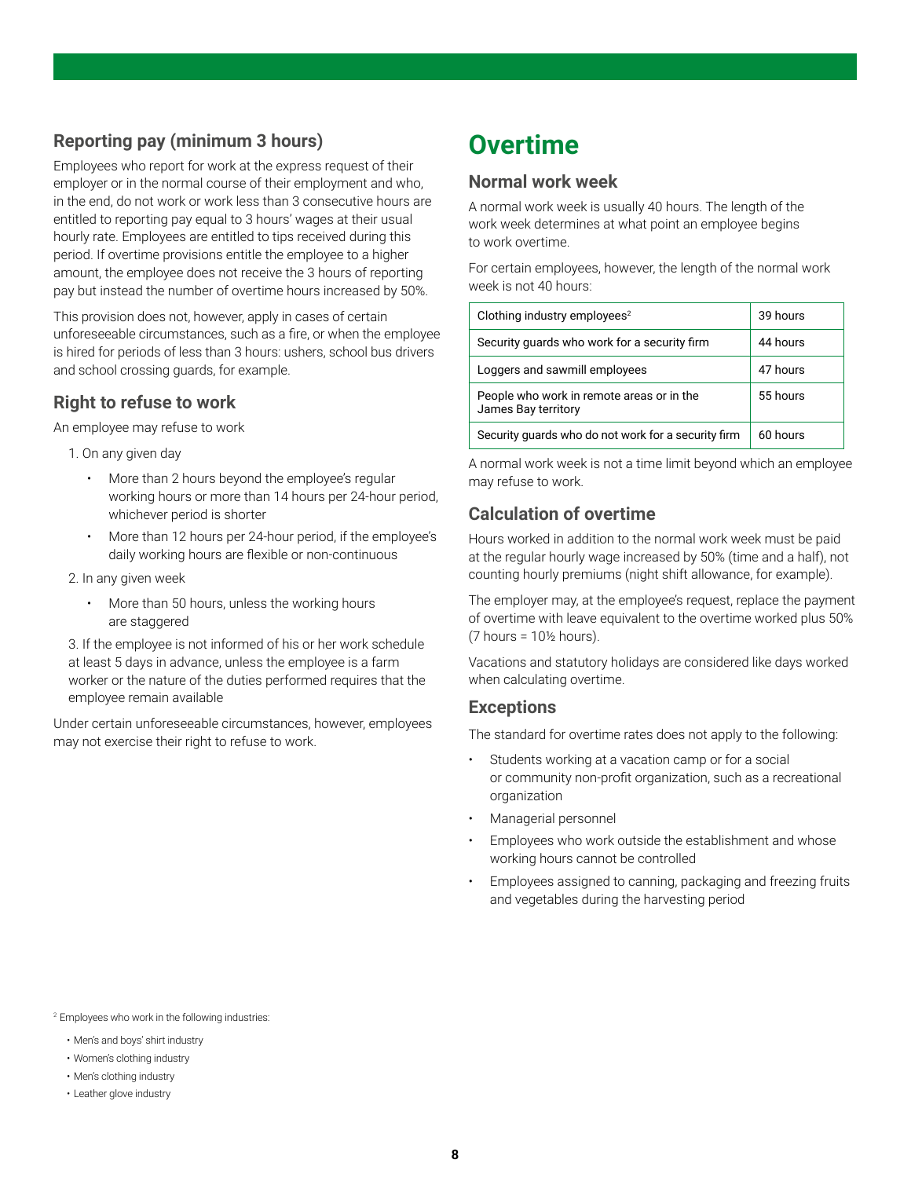### Reporting pay (minimum 3 hours)

Employees who report for work at the express request of their employer or in the normal course of their employment and who, in the end, do not work or work less than 3 consecutive hours are entitled to reporting pay equal to 3 hours' wages at their usual hourly rate. Employees are entitled to tips received during this period. If overtime provisions entitle the employee to a higher amount, the employee does not receive the 3 hours of reporting pay but instead the number of overtime hours increased by 50%.

This provision does not, however, apply in cases of certain unforeseeable circumstances, such as a fire, or when the employee is hired for periods of less than 3 hours: ushers, school bus drivers and school crossing guards, for example.

### Right to refuse to work

An employee may refuse to work

1. On any given day
   - More than 2 hours beyond the employee's regular working hours or more than 14 hours per 24-hour period, whichever period is shorter
   - More than 12 hours per 24-hour period, if the employee's daily working hours are flexible or non-continuous
2. In any given week
   - More than 50 hours, unless the working hours are staggered
3. If the employee is not informed of his or her work schedule at least 5 days in advance, unless the employee is a farm worker or the nature of the duties performed requires that the employee remain available

Under certain unforeseeable circumstances, however, employees may not exercise their right to refuse to work.

# Overtime

### Normal work week

A normal work week is usually 40 hours. The length of the work week determines at what point an employee begins to work overtime.

For certain employees, however, the length of the normal work week is not 40 hours:

| Employees | Normal work week |
|---|---|
| Clothing industry employees[2] | 39 hours |
| Security guards who work for a security firm | 44 hours |
| Loggers and sawmill employees | 47 hours |
| People who work in remote areas or in the James Bay territory | 55 hours |
| Security guards who do not work for a security firm | 60 hours |

A normal work week is not a time limit beyond which an employee may refuse to work.

### Calculation of overtime

Hours worked in addition to the normal work week must be paid at the regular hourly wage increased by 50% (time and a half), not counting hourly premiums (night shift allowance, for example).

The employer may, at the employee's request, replace the payment of overtime with leave equivalent to the overtime worked plus 50% (7 hours = 10½ hours).

Vacations and statutory holidays are considered like days worked when calculating overtime.

### Exceptions

The standard for overtime rates does not apply to the following:

- Students working at a vacation camp or for a social or community non-profit organization, such as a recreational organization
- Managerial personnel
- Employees who work outside the establishment and whose working hours cannot be controlled
- Employees assigned to canning, packaging and freezing fruits and vegetables during the harvesting period

[2] Employees who work in the following industries:

- Men's and boys' shirt industry
- Women's clothing industry
- Men's clothing industry
- Leather glove industry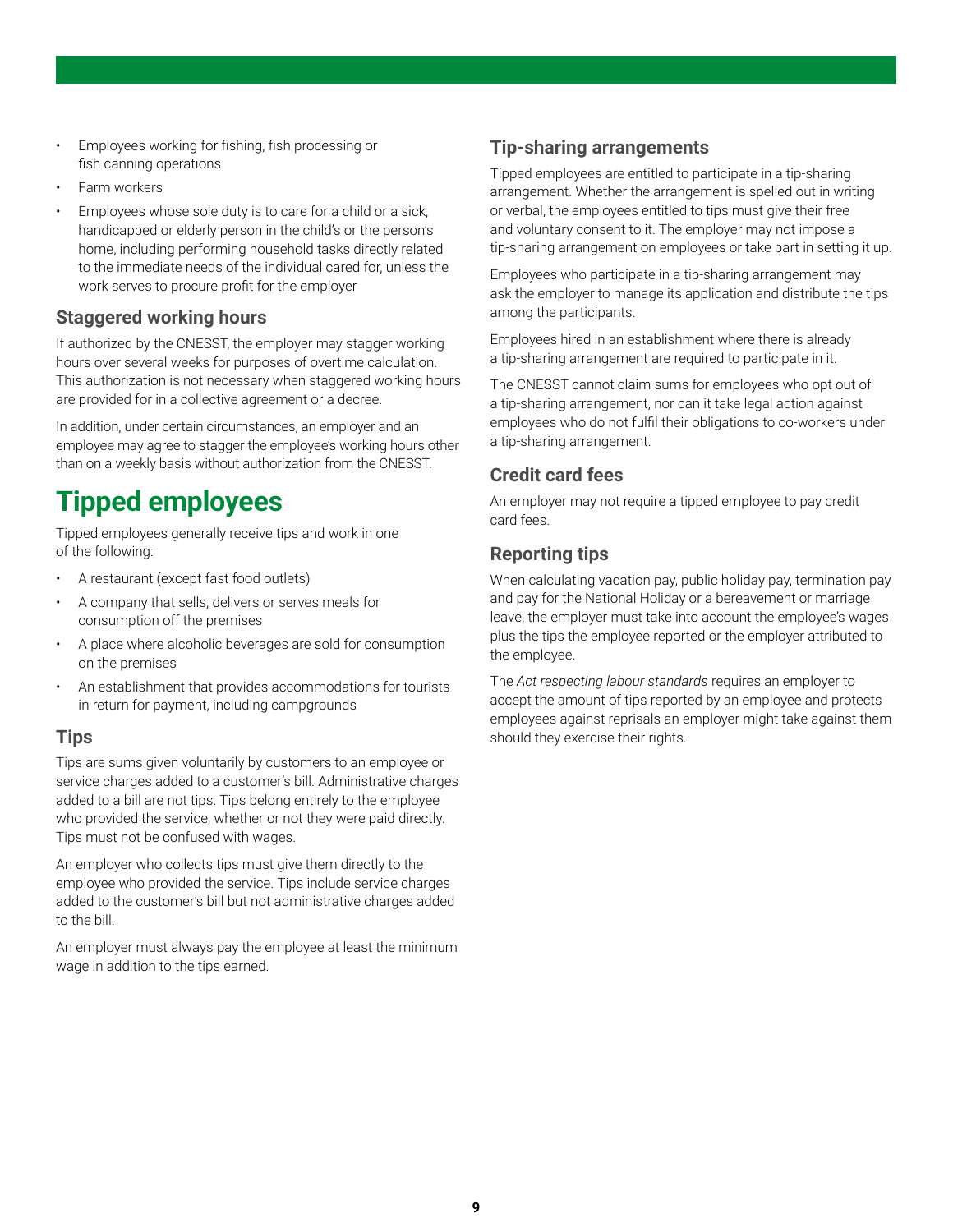- Employees working for fishing, fish processing or fish canning operations
- Farm workers
- Employees whose sole duty is to care for a child or a sick, handicapped or elderly person in the child's or the person's home, including performing household tasks directly related to the immediate needs of the individual cared for, unless the work serves to procure profit for the employer

### Staggered working hours

If authorized by the CNESST, the employer may stagger working hours over several weeks for purposes of overtime calculation. This authorization is not necessary when staggered working hours are provided for in a collective agreement or a decree.

In addition, under certain circumstances, an employer and an employee may agree to stagger the employee's working hours other than on a weekly basis without authorization from the CNESST.

## Tipped employees

Tipped employees generally receive tips and work in one of the following:

- A restaurant (except fast food outlets)
- A company that sells, delivers or serves meals for consumption off the premises
- A place where alcoholic beverages are sold for consumption on the premises
- An establishment that provides accommodations for tourists in return for payment, including campgrounds

### Tips

Tips are sums given voluntarily by customers to an employee or service charges added to a customer's bill. Administrative charges added to a bill are not tips. Tips belong entirely to the employee who provided the service, whether or not they were paid directly. Tips must not be confused with wages.

An employer who collects tips must give them directly to the employee who provided the service. Tips include service charges added to the customer's bill but not administrative charges added to the bill.

An employer must always pay the employee at least the minimum wage in addition to the tips earned.

### Tip-sharing arrangements

Tipped employees are entitled to participate in a tip-sharing arrangement. Whether the arrangement is spelled out in writing or verbal, the employees entitled to tips must give their free and voluntary consent to it. The employer may not impose a tip-sharing arrangement on employees or take part in setting it up.

Employees who participate in a tip-sharing arrangement may ask the employer to manage its application and distribute the tips among the participants.

Employees hired in an establishment where there is already a tip-sharing arrangement are required to participate in it.

The CNESST cannot claim sums for employees who opt out of a tip-sharing arrangement, nor can it take legal action against employees who do not fulfil their obligations to co-workers under a tip-sharing arrangement.

### Credit card fees

An employer may not require a tipped employee to pay credit card fees.

### Reporting tips

When calculating vacation pay, public holiday pay, termination pay and pay for the National Holiday or a bereavement or marriage leave, the employer must take into account the employee's wages plus the tips the employee reported or the employer attributed to the employee.

The *Act respecting labour standards* requires an employer to accept the amount of tips reported by an employee and protects employees against reprisals an employer might take against them should they exercise their rights.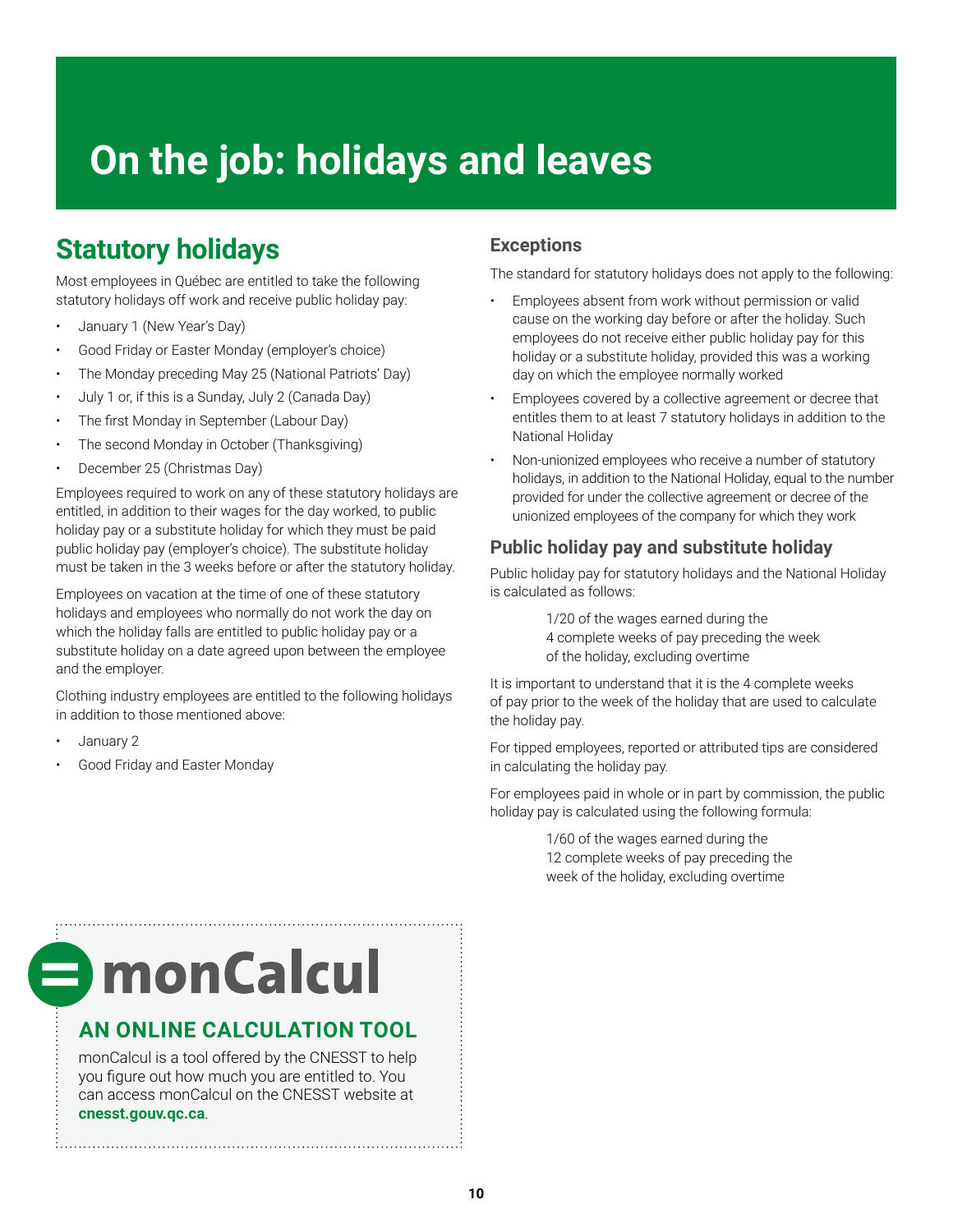# On the job: holidays and leaves

## Statutory holidays

Most employees in Québec are entitled to take the following statutory holidays off work and receive public holiday pay:

- January 1 (New Year's Day)
- Good Friday or Easter Monday (employer's choice)
- The Monday preceding May 25 (National Patriots' Day)
- July 1 or, if this is a Sunday, July 2 (Canada Day)
- The first Monday in September (Labour Day)
- The second Monday in October (Thanksgiving)
- December 25 (Christmas Day)

Employees required to work on any of these statutory holidays are entitled, in addition to their wages for the day worked, to public holiday pay or a substitute holiday for which they must be paid public holiday pay (employer's choice). The substitute holiday must be taken in the 3 weeks before or after the statutory holiday.

Employees on vacation at the time of one of these statutory holidays and employees who normally do not work the day on which the holiday falls are entitled to public holiday pay or a substitute holiday on a date agreed upon between the employee and the employer.

Clothing industry employees are entitled to the following holidays in addition to those mentioned above:

- January 2
- Good Friday and Easter Monday

### Exceptions

The standard for statutory holidays does not apply to the following:

- Employees absent from work without permission or valid cause on the working day before or after the holiday. Such employees do not receive either public holiday pay for this holiday or a substitute holiday, provided this was a working day on which the employee normally worked
- Employees covered by a collective agreement or decree that entitles them to at least 7 statutory holidays in addition to the National Holiday
- Non-unionized employees who receive a number of statutory holidays, in addition to the National Holiday, equal to the number provided for under the collective agreement or decree of the unionized employees of the company for which they work

### Public holiday pay and substitute holiday

Public holiday pay for statutory holidays and the National Holiday is calculated as follows:

> 1/20 of the wages earned during the 4 complete weeks of pay preceding the week of the holiday, excluding overtime

It is important to understand that it is the 4 complete weeks of pay prior to the week of the holiday that are used to calculate the holiday pay.

For tipped employees, reported or attributed tips are considered in calculating the holiday pay.

For employees paid in whole or in part by commission, the public holiday pay is calculated using the following formula:

> 1/60 of the wages earned during the 12 complete weeks of pay preceding the week of the holiday, excluding overtime

**monCalcul**

**AN ONLINE CALCULATION TOOL**

monCalcul is a tool offered by the CNESST to help you figure out how much you are entitled to. You can access monCalcul on the CNESST website at **cnesst.gouv.qc.ca**.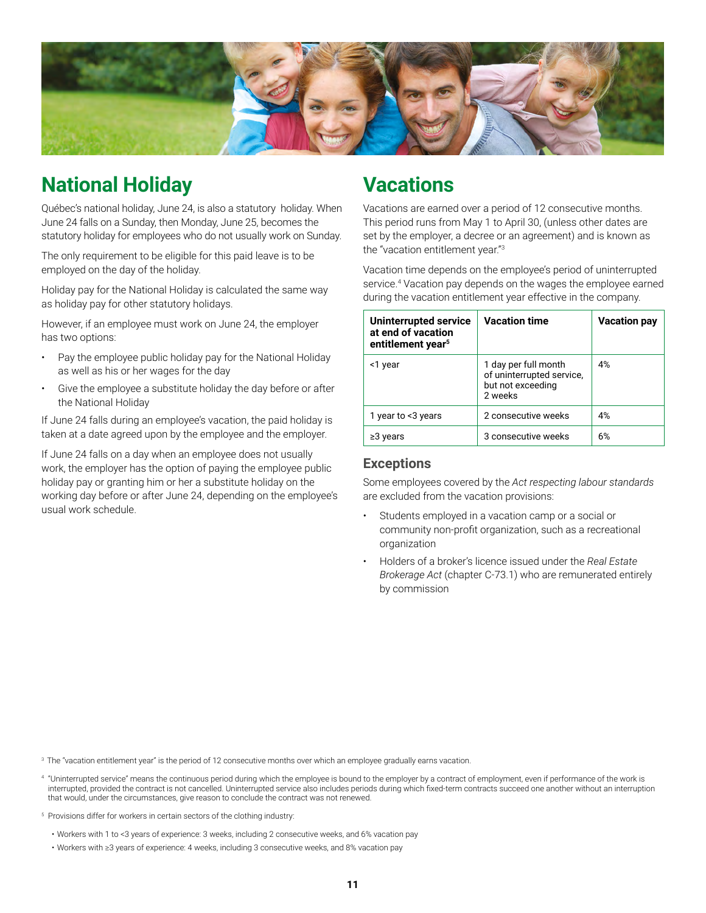## National Holiday

Québec's national holiday, June 24, is also a statutory holiday. When June 24 falls on a Sunday, then Monday, June 25, becomes the statutory holiday for employees who do not usually work on Sunday.

The only requirement to be eligible for this paid leave is to be employed on the day of the holiday.

Holiday pay for the National Holiday is calculated the same way as holiday pay for other statutory holidays.

However, if an employee must work on June 24, the employer has two options:

- Pay the employee public holiday pay for the National Holiday as well as his or her wages for the day
- Give the employee a substitute holiday the day before or after the National Holiday

If June 24 falls during an employee's vacation, the paid holiday is taken at a date agreed upon by the employee and the employer.

If June 24 falls on a day when an employee does not usually work, the employer has the option of paying the employee public holiday pay or granting him or her a substitute holiday on the working day before or after June 24, depending on the employee's usual work schedule.

## Vacations

Vacations are earned over a period of 12 consecutive months. This period runs from May 1 to April 30, (unless other dates are set by the employer, a decree or an agreement) and is known as the "vacation entitlement year."[3]

Vacation time depends on the employee's period of uninterrupted service.[4] Vacation pay depends on the wages the employee earned during the vacation entitlement year effective in the company.

| Uninterrupted service at end of vacation entitlement year[5] | Vacation time | Vacation pay |
|---|---|---|
| <1 year | 1 day per full month of uninterrupted service, but not exceeding 2 weeks | 4% |
| 1 year to <3 years | 2 consecutive weeks | 4% |
| ≥3 years | 3 consecutive weeks | 6% |

### Exceptions

Some employees covered by the *Act respecting labour standards* are excluded from the vacation provisions:

- Students employed in a vacation camp or a social or community non-profit organization, such as a recreational organization
- Holders of a broker's licence issued under the *Real Estate Brokerage Act* (chapter C-73.1) who are remunerated entirely by commission

[3] The "vacation entitlement year" is the period of 12 consecutive months over which an employee gradually earns vacation.

[4] "Uninterrupted service" means the continuous period during which the employee is bound to the employer by a contract of employment, even if performance of the work is interrupted, provided the contract is not cancelled. Uninterrupted service also includes periods during which fixed-term contracts succeed one another without an interruption that would, under the circumstances, give reason to conclude the contract was not renewed.

[5] Provisions differ for workers in certain sectors of the clothing industry:

- Workers with 1 to <3 years of experience: 3 weeks, including 2 consecutive weeks, and 6% vacation pay
- Workers with ≥3 years of experience: 4 weeks, including 3 consecutive weeks, and 8% vacation pay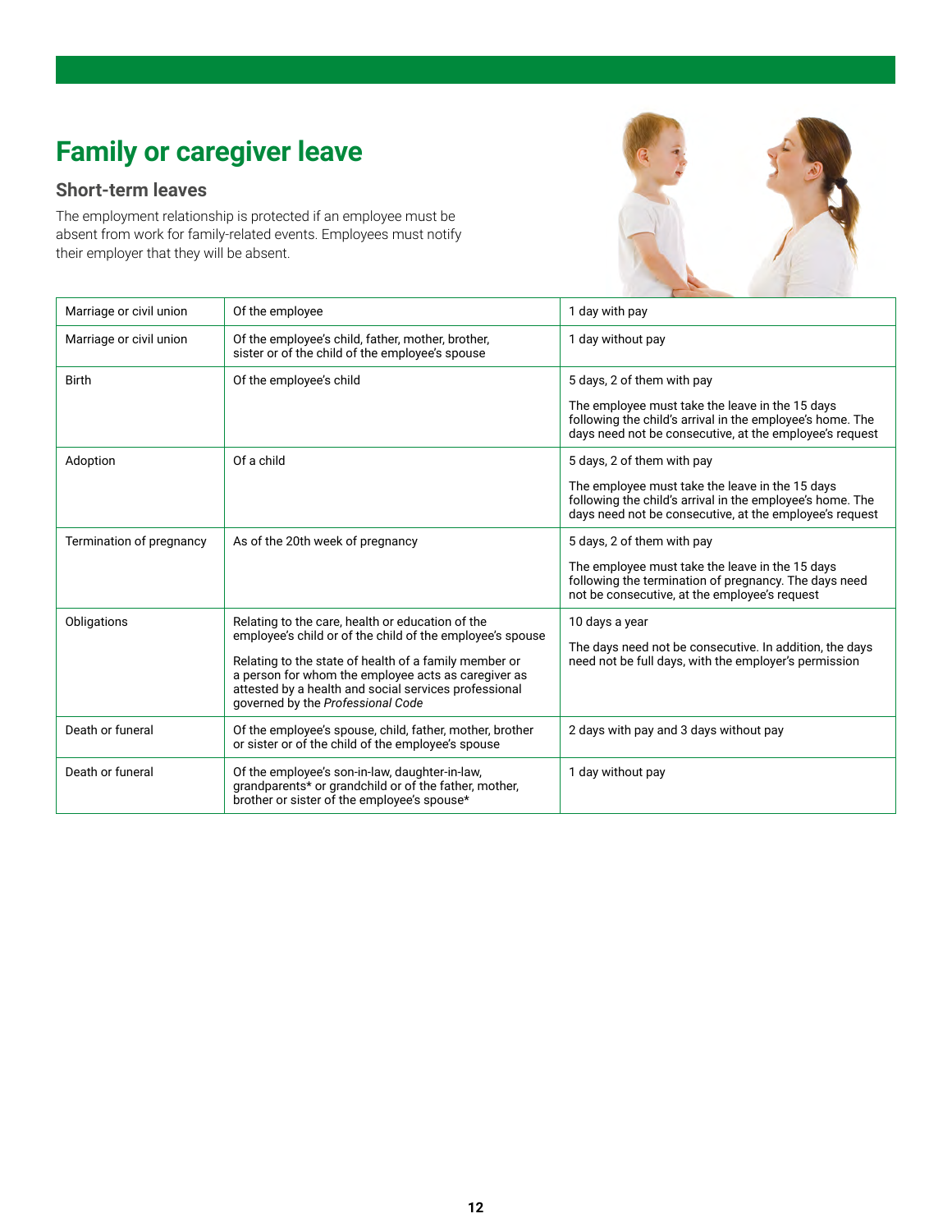# Family or caregiver leave

## Short-term leaves

The employment relationship is protected if an employee must be absent from work for family-related events. Employees must notify their employer that they will be absent.

| | | |
|---|---|---|
| Marriage or civil union | Of the employee | 1 day with pay |
| Marriage or civil union | Of the employee's child, father, mother, brother, sister or of the child of the employee's spouse | 1 day without pay |
| Birth | Of the employee's child | 5 days, 2 of them with pay<br><br>The employee must take the leave in the 15 days following the child's arrival in the employee's home. The days need not be consecutive, at the employee's request |
| Adoption | Of a child | 5 days, 2 of them with pay<br><br>The employee must take the leave in the 15 days following the child's arrival in the employee's home. The days need not be consecutive, at the employee's request |
| Termination of pregnancy | As of the 20th week of pregnancy | 5 days, 2 of them with pay<br><br>The employee must take the leave in the 15 days following the termination of pregnancy. The days need not be consecutive, at the employee's request |
| Obligations | Relating to the care, health or education of the employee's child or of the child of the employee's spouse<br><br>Relating to the state of health of a family member or a person for whom the employee acts as caregiver as attested by a health and social services professional governed by the *Professional Code* | 10 days a year<br><br>The days need not be consecutive. In addition, the days need not be full days, with the employer's permission |
| Death or funeral | Of the employee's spouse, child, father, mother, brother or sister or of the child of the employee's spouse | 2 days with pay and 3 days without pay |
| Death or funeral | Of the employee's son-in-law, daughter-in-law, grandparents* or grandchild or of the father, mother, brother or sister of the employee's spouse* | 1 day without pay |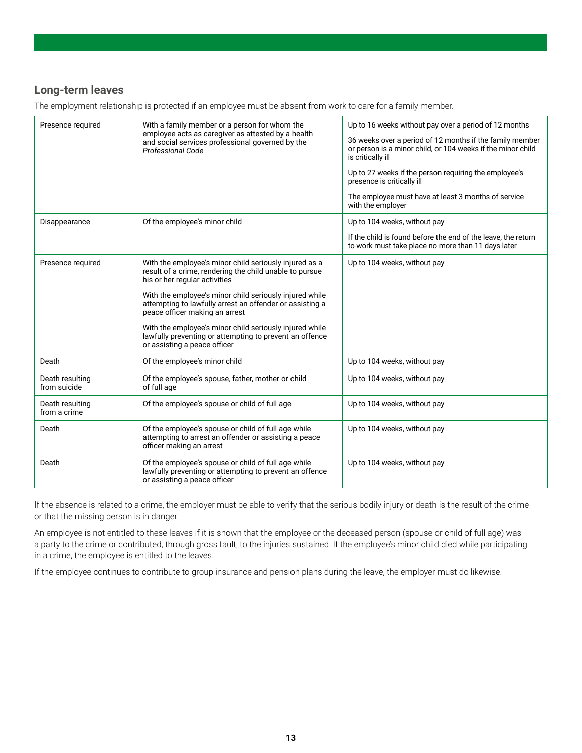## Long-term leaves

The employment relationship is protected if an employee must be absent from work to care for a family member.

| | | |
|---|---|---|
| Presence required | With a family member or a person for whom the employee acts as caregiver as attested by a health and social services professional governed by the *Professional Code* | Up to 16 weeks without pay over a period of 12 months<br><br>36 weeks over a period of 12 months if the family member or person is a minor child, or 104 weeks if the minor child is critically ill<br><br>Up to 27 weeks if the person requiring the employee's presence is critically ill<br><br>The employee must have at least 3 months of service with the employer |
| Disappearance | Of the employee's minor child | Up to 104 weeks, without pay<br><br>If the child is found before the end of the leave, the return to work must take place no more than 11 days later |
| Presence required | With the employee's minor child seriously injured as a result of a crime, rendering the child unable to pursue his or her regular activities<br><br>With the employee's minor child seriously injured while attempting to lawfully arrest an offender or assisting a peace officer making an arrest<br><br>With the employee's minor child seriously injured while lawfully preventing or attempting to prevent an offence or assisting a peace officer | Up to 104 weeks, without pay |
| Death | Of the employee's minor child | Up to 104 weeks, without pay |
| Death resulting from suicide | Of the employee's spouse, father, mother or child of full age | Up to 104 weeks, without pay |
| Death resulting from a crime | Of the employee's spouse or child of full age | Up to 104 weeks, without pay |
| Death | Of the employee's spouse or child of full age while attempting to arrest an offender or assisting a peace officer making an arrest | Up to 104 weeks, without pay |
| Death | Of the employee's spouse or child of full age while lawfully preventing or attempting to prevent an offence or assisting a peace officer | Up to 104 weeks, without pay |

If the absence is related to a crime, the employer must be able to verify that the serious bodily injury or death is the result of the crime or that the missing person is in danger.

An employee is not entitled to these leaves if it is shown that the employee or the deceased person (spouse or child of full age) was a party to the crime or contributed, through gross fault, to the injuries sustained. If the employee's minor child died while participating in a crime, the employee is entitled to the leaves.

If the employee continues to contribute to group insurance and pension plans during the leave, the employer must do likewise.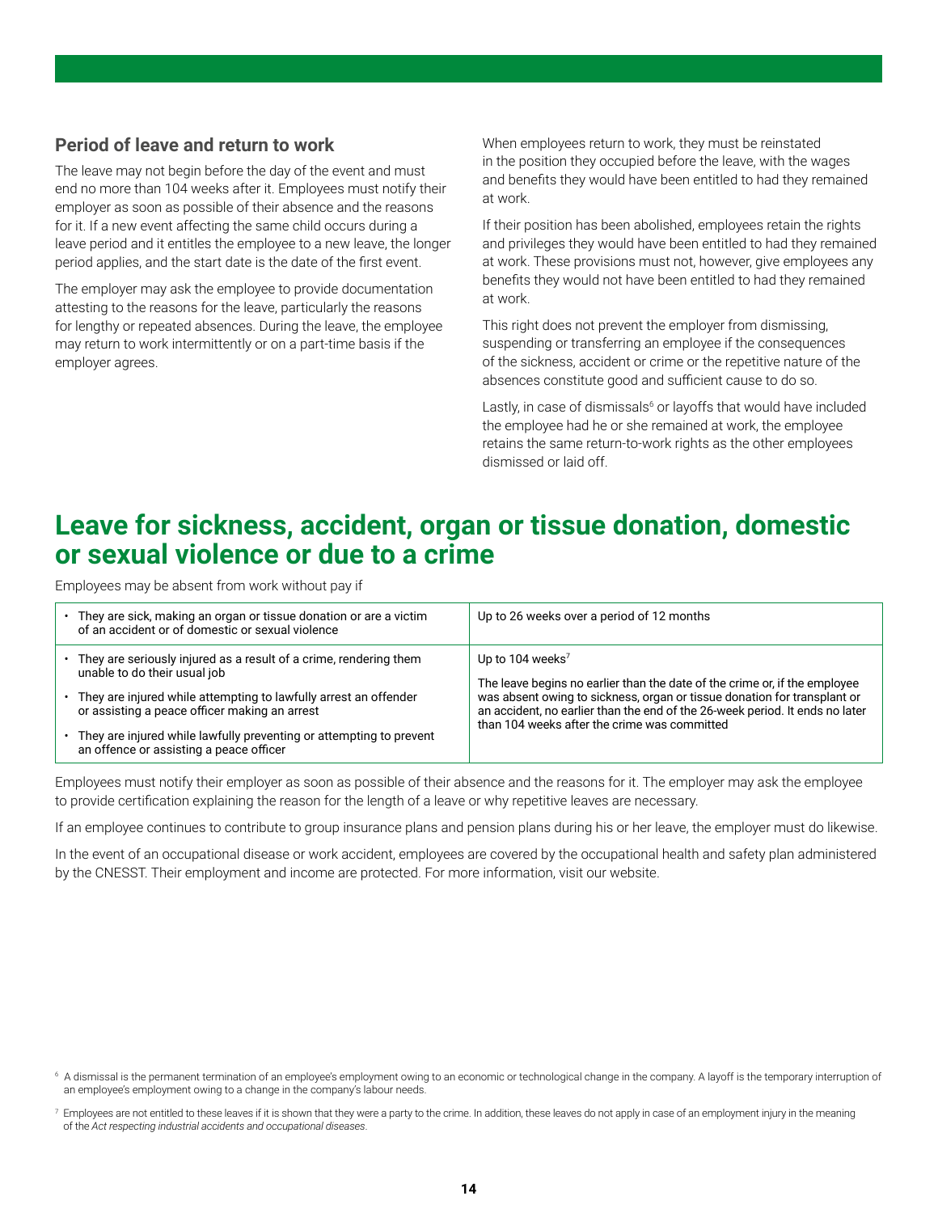### Period of leave and return to work

The leave may not begin before the day of the event and must end no more than 104 weeks after it. Employees must notify their employer as soon as possible of their absence and the reasons for it. If a new event affecting the same child occurs during a leave period and it entitles the employee to a new leave, the longer period applies, and the start date is the date of the first event.

The employer may ask the employee to provide documentation attesting to the reasons for the leave, particularly the reasons for lengthy or repeated absences. During the leave, the employee may return to work intermittently or on a part-time basis if the employer agrees.

When employees return to work, they must be reinstated in the position they occupied before the leave, with the wages and benefits they would have been entitled to had they remained at work.

If their position has been abolished, employees retain the rights and privileges they would have been entitled to had they remained at work. These provisions must not, however, give employees any benefits they would not have been entitled to had they remained at work.

This right does not prevent the employer from dismissing, suspending or transferring an employee if the consequences of the sickness, accident or crime or the repetitive nature of the absences constitute good and sufficient cause to do so.

Lastly, in case of dismissals[6] or layoffs that would have included the employee had he or she remained at work, the employee retains the same return-to-work rights as the other employees dismissed or laid off.

## Leave for sickness, accident, organ or tissue donation, domestic or sexual violence or due to a crime

Employees may be absent from work without pay if

| | |
|---|---|
| • They are sick, making an organ or tissue donation or are a victim of an accident or of domestic or sexual violence | Up to 26 weeks over a period of 12 months |
| • They are seriously injured as a result of a crime, rendering them unable to do their usual job<br>• They are injured while attempting to lawfully arrest an offender or assisting a peace officer making an arrest<br>• They are injured while lawfully preventing or attempting to prevent an offence or assisting a peace officer | Up to 104 weeks[7]<br><br>The leave begins no earlier than the date of the crime or, if the employee was absent owing to sickness, organ or tissue donation for transplant or an accident, no earlier than the end of the 26-week period. It ends no later than 104 weeks after the crime was committed |

Employees must notify their employer as soon as possible of their absence and the reasons for it. The employer may ask the employee to provide certification explaining the reason for the length of a leave or why repetitive leaves are necessary.

If an employee continues to contribute to group insurance plans and pension plans during his or her leave, the employer must do likewise.

In the event of an occupational disease or work accident, employees are covered by the occupational health and safety plan administered by the CNESST. Their employment and income are protected. For more information, visit our website.

[6] A dismissal is the permanent termination of an employee's employment owing to an economic or technological change in the company. A layoff is the temporary interruption of an employee's employment owing to a change in the company's labour needs.

[7] Employees are not entitled to these leaves if it is shown that they were a party to the crime. In addition, these leaves do not apply in case of an employment injury in the meaning of the *Act respecting industrial accidents and occupational diseases*.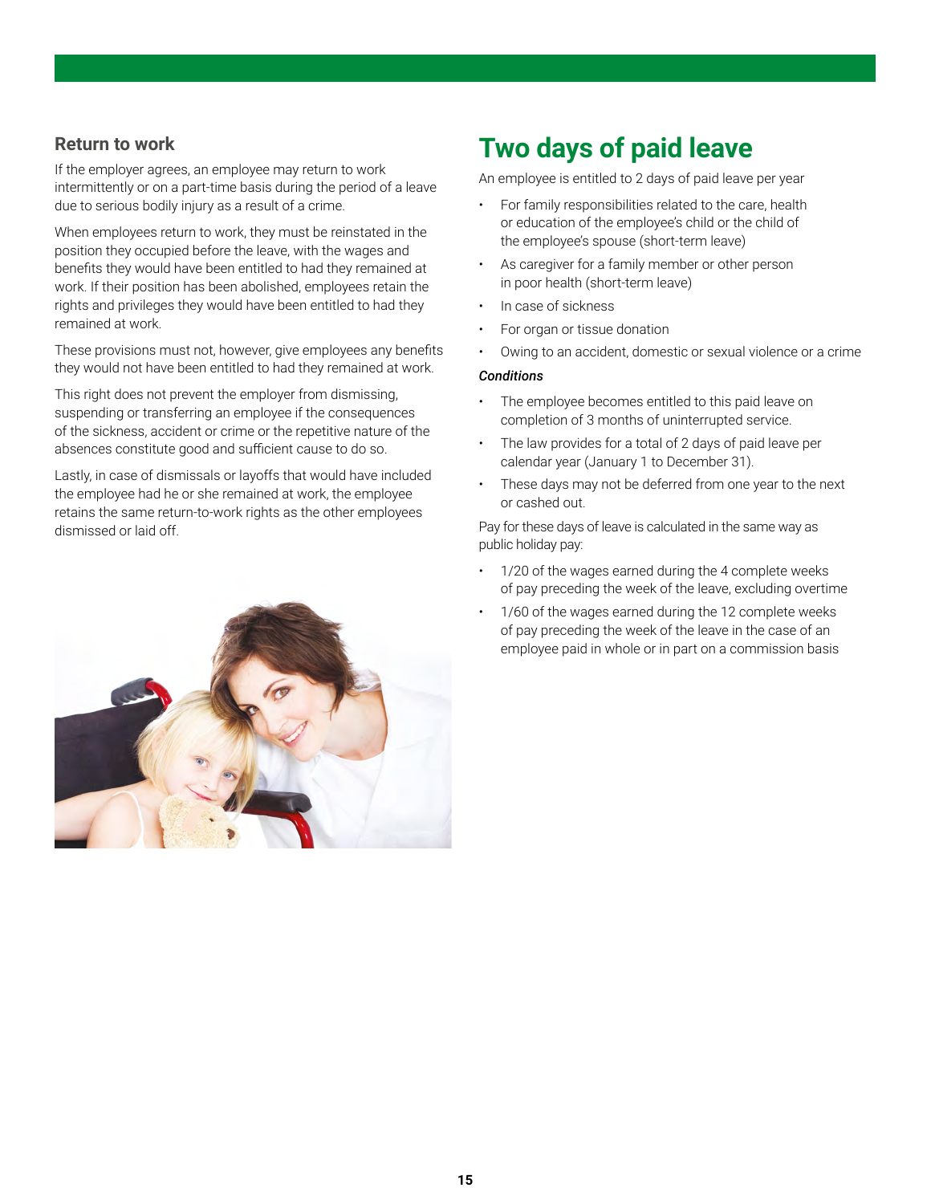### Return to work

If the employer agrees, an employee may return to work intermittently or on a part-time basis during the period of a leave due to serious bodily injury as a result of a crime.

When employees return to work, they must be reinstated in the position they occupied before the leave, with the wages and benefits they would have been entitled to had they remained at work. If their position has been abolished, employees retain the rights and privileges they would have been entitled to had they remained at work.

These provisions must not, however, give employees any benefits they would not have been entitled to had they remained at work.

This right does not prevent the employer from dismissing, suspending or transferring an employee if the consequences of the sickness, accident or crime or the repetitive nature of the absences constitute good and sufficient cause to do so.

Lastly, in case of dismissals or layoffs that would have included the employee had he or she remained at work, the employee retains the same return-to-work rights as the other employees dismissed or laid off.

## Two days of paid leave

An employee is entitled to 2 days of paid leave per year

- For family responsibilities related to the care, health or education of the employee's child or the child of the employee's spouse (short-term leave)
- As caregiver for a family member or other person in poor health (short-term leave)
- In case of sickness
- For organ or tissue donation
- Owing to an accident, domestic or sexual violence or a crime

***Conditions***

- The employee becomes entitled to this paid leave on completion of 3 months of uninterrupted service.
- The law provides for a total of 2 days of paid leave per calendar year (January 1 to December 31).
- These days may not be deferred from one year to the next or cashed out.

Pay for these days of leave is calculated in the same way as public holiday pay:

- 1/20 of the wages earned during the 4 complete weeks of pay preceding the week of the leave, excluding overtime
- 1/60 of the wages earned during the 12 complete weeks of pay preceding the week of the leave in the case of an employee paid in whole or in part on a commission basis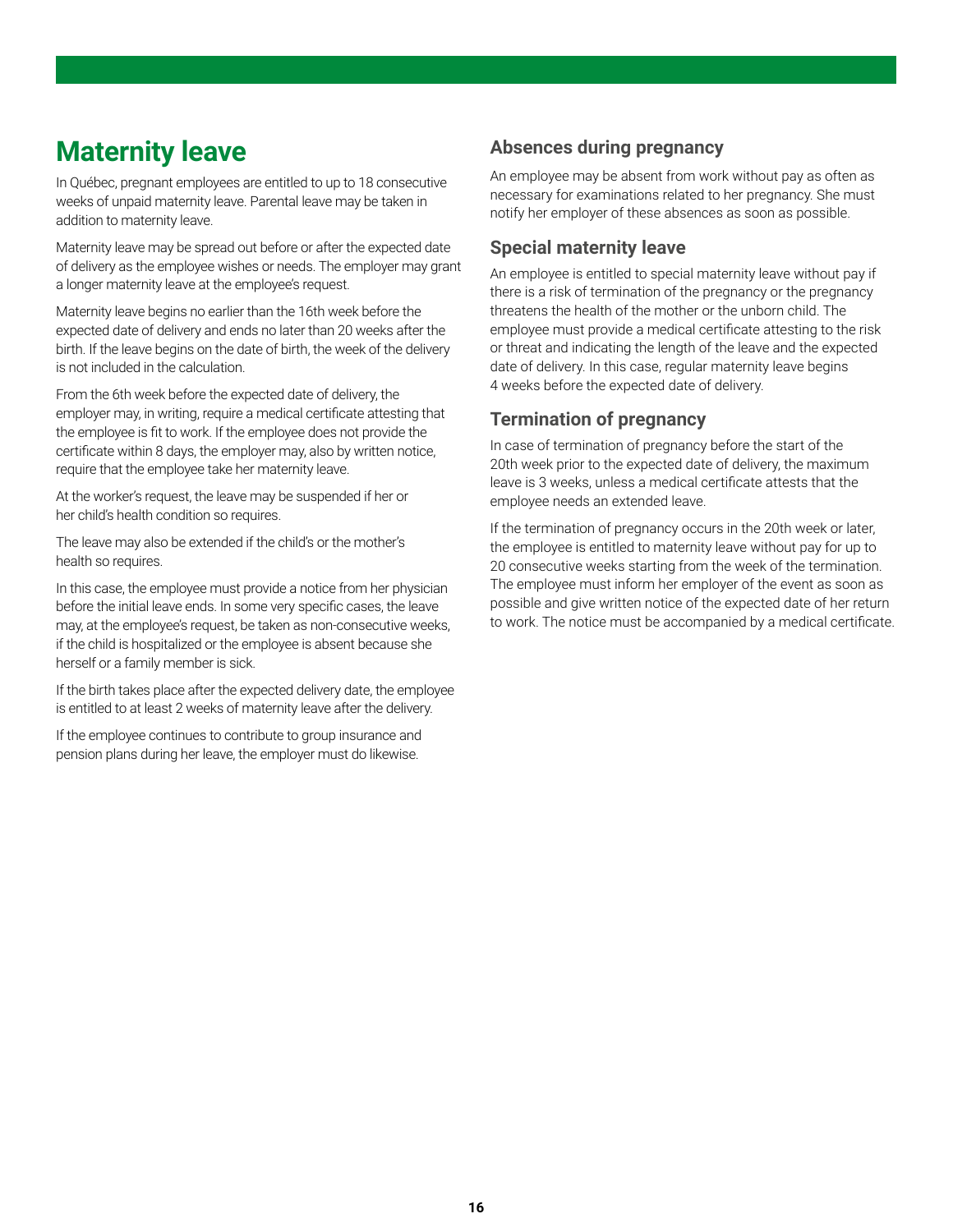# Maternity leave

In Québec, pregnant employees are entitled to up to 18 consecutive weeks of unpaid maternity leave. Parental leave may be taken in addition to maternity leave.

Maternity leave may be spread out before or after the expected date of delivery as the employee wishes or needs. The employer may grant a longer maternity leave at the employee's request.

Maternity leave begins no earlier than the 16th week before the expected date of delivery and ends no later than 20 weeks after the birth. If the leave begins on the date of birth, the week of the delivery is not included in the calculation.

From the 6th week before the expected date of delivery, the employer may, in writing, require a medical certificate attesting that the employee is fit to work. If the employee does not provide the certificate within 8 days, the employer may, also by written notice, require that the employee take her maternity leave.

At the worker's request, the leave may be suspended if her or her child's health condition so requires.

The leave may also be extended if the child's or the mother's health so requires.

In this case, the employee must provide a notice from her physician before the initial leave ends. In some very specific cases, the leave may, at the employee's request, be taken as non-consecutive weeks, if the child is hospitalized or the employee is absent because she herself or a family member is sick.

If the birth takes place after the expected delivery date, the employee is entitled to at least 2 weeks of maternity leave after the delivery.

If the employee continues to contribute to group insurance and pension plans during her leave, the employer must do likewise.

## Absences during pregnancy

An employee may be absent from work without pay as often as necessary for examinations related to her pregnancy. She must notify her employer of these absences as soon as possible.

## Special maternity leave

An employee is entitled to special maternity leave without pay if there is a risk of termination of the pregnancy or the pregnancy threatens the health of the mother or the unborn child. The employee must provide a medical certificate attesting to the risk or threat and indicating the length of the leave and the expected date of delivery. In this case, regular maternity leave begins 4 weeks before the expected date of delivery.

## Termination of pregnancy

In case of termination of pregnancy before the start of the 20th week prior to the expected date of delivery, the maximum leave is 3 weeks, unless a medical certificate attests that the employee needs an extended leave.

If the termination of pregnancy occurs in the 20th week or later, the employee is entitled to maternity leave without pay for up to 20 consecutive weeks starting from the week of the termination. The employee must inform her employer of the event as soon as possible and give written notice of the expected date of her return to work. The notice must be accompanied by a medical certificate.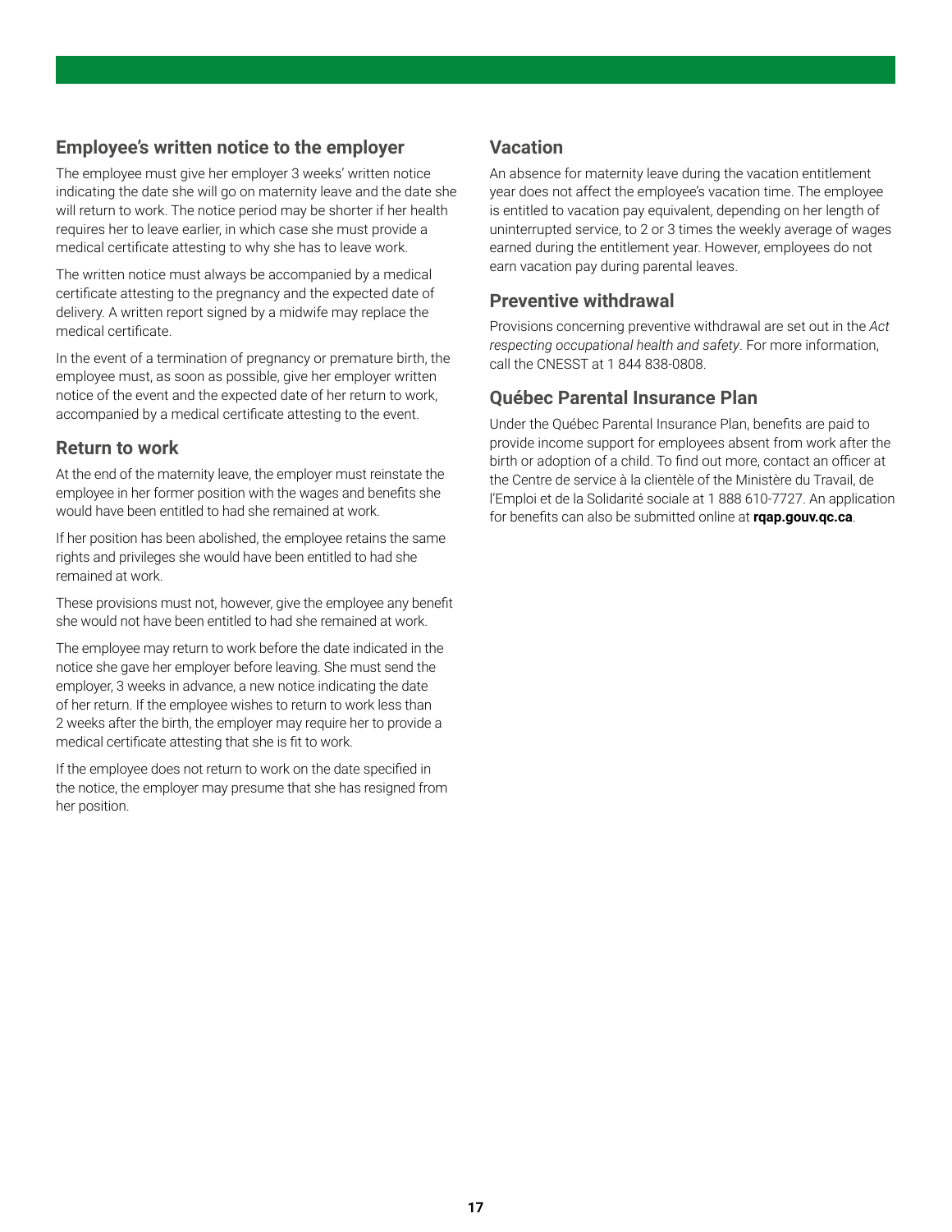## Employee's written notice to the employer

The employee must give her employer 3 weeks' written notice indicating the date she will go on maternity leave and the date she will return to work. The notice period may be shorter if her health requires her to leave earlier, in which case she must provide a medical certificate attesting to why she has to leave work.

The written notice must always be accompanied by a medical certificate attesting to the pregnancy and the expected date of delivery. A written report signed by a midwife may replace the medical certificate.

In the event of a termination of pregnancy or premature birth, the employee must, as soon as possible, give her employer written notice of the event and the expected date of her return to work, accompanied by a medical certificate attesting to the event.

## Return to work

At the end of the maternity leave, the employer must reinstate the employee in her former position with the wages and benefits she would have been entitled to had she remained at work.

If her position has been abolished, the employee retains the same rights and privileges she would have been entitled to had she remained at work.

These provisions must not, however, give the employee any benefit she would not have been entitled to had she remained at work.

The employee may return to work before the date indicated in the notice she gave her employer before leaving. She must send the employer, 3 weeks in advance, a new notice indicating the date of her return. If the employee wishes to return to work less than 2 weeks after the birth, the employer may require her to provide a medical certificate attesting that she is fit to work.

If the employee does not return to work on the date specified in the notice, the employer may presume that she has resigned from her position.

## Vacation

An absence for maternity leave during the vacation entitlement year does not affect the employee's vacation time. The employee is entitled to vacation pay equivalent, depending on her length of uninterrupted service, to 2 or 3 times the weekly average of wages earned during the entitlement year. However, employees do not earn vacation pay during parental leaves.

## Preventive withdrawal

Provisions concerning preventive withdrawal are set out in the *Act respecting occupational health and safety*. For more information, call the CNESST at 1 844 838-0808.

## Québec Parental Insurance Plan

Under the Québec Parental Insurance Plan, benefits are paid to provide income support for employees absent from work after the birth or adoption of a child. To find out more, contact an officer at the Centre de service à la clientèle of the Ministère du Travail, de l'Emploi et de la Solidarité sociale at 1 888 610-7727. An application for benefits can also be submitted online at **rqap.gouv.qc.ca**.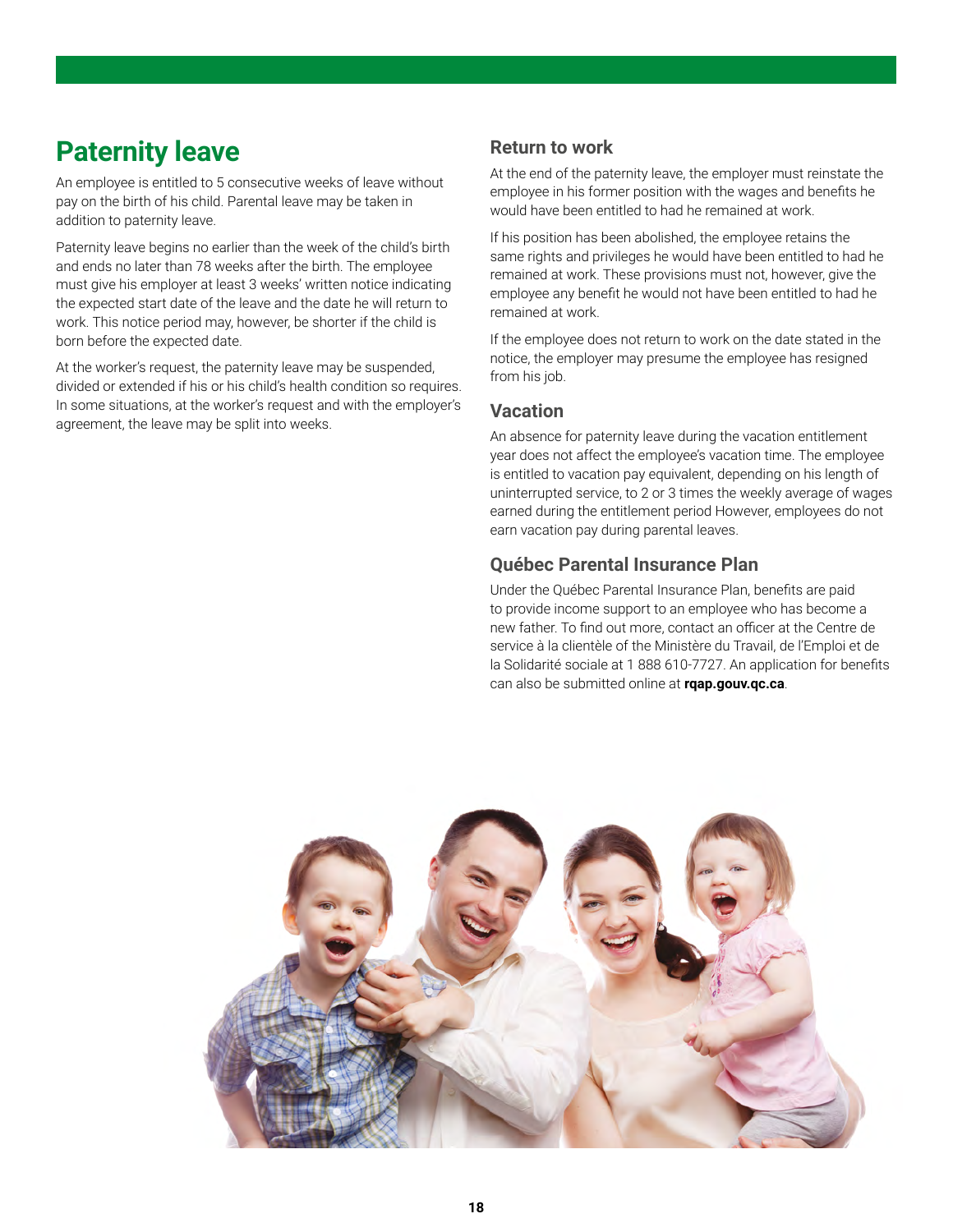# Paternity leave

An employee is entitled to 5 consecutive weeks of leave without pay on the birth of his child. Parental leave may be taken in addition to paternity leave.

Paternity leave begins no earlier than the week of the child's birth and ends no later than 78 weeks after the birth. The employee must give his employer at least 3 weeks' written notice indicating the expected start date of the leave and the date he will return to work. This notice period may, however, be shorter if the child is born before the expected date.

At the worker's request, the paternity leave may be suspended, divided or extended if his or his child's health condition so requires. In some situations, at the worker's request and with the employer's agreement, the leave may be split into weeks.

## Return to work

At the end of the paternity leave, the employer must reinstate the employee in his former position with the wages and benefits he would have been entitled to had he remained at work.

If his position has been abolished, the employee retains the same rights and privileges he would have been entitled to had he remained at work. These provisions must not, however, give the employee any benefit he would not have been entitled to had he remained at work.

If the employee does not return to work on the date stated in the notice, the employer may presume the employee has resigned from his job.

## Vacation

An absence for paternity leave during the vacation entitlement year does not affect the employee's vacation time. The employee is entitled to vacation pay equivalent, depending on his length of uninterrupted service, to 2 or 3 times the weekly average of wages earned during the entitlement period However, employees do not earn vacation pay during parental leaves.

## Québec Parental Insurance Plan

Under the Québec Parental Insurance Plan, benefits are paid to provide income support to an employee who has become a new father. To find out more, contact an officer at the Centre de service à la clientèle of the Ministère du Travail, de l'Emploi et de la Solidarité sociale at 1 888 610-7727. An application for benefits can also be submitted online at **rqap.gouv.qc.ca**.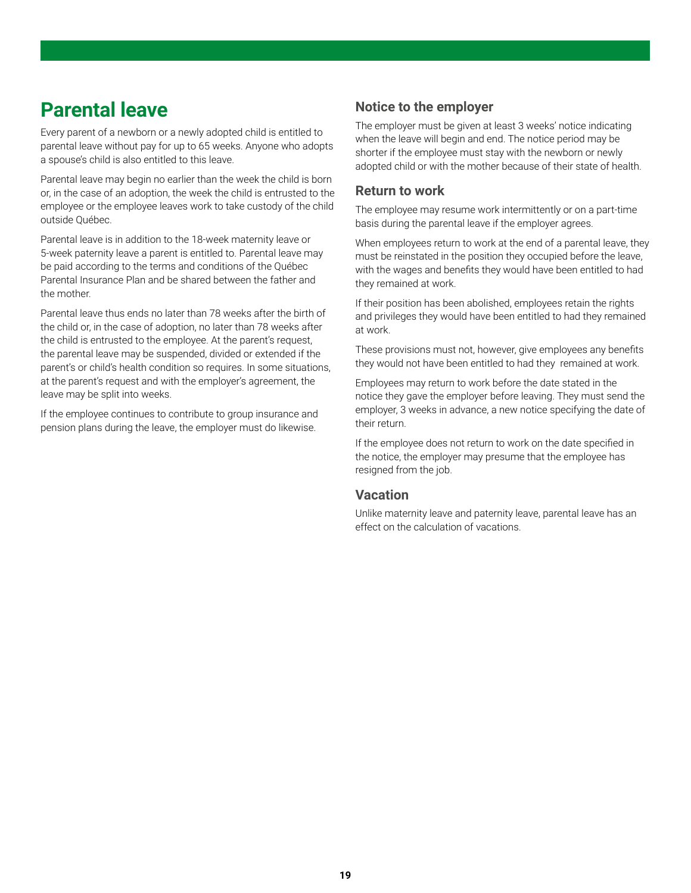# Parental leave

Every parent of a newborn or a newly adopted child is entitled to parental leave without pay for up to 65 weeks. Anyone who adopts a spouse's child is also entitled to this leave.

Parental leave may begin no earlier than the week the child is born or, in the case of an adoption, the week the child is entrusted to the employee or the employee leaves work to take custody of the child outside Québec.

Parental leave is in addition to the 18-week maternity leave or 5-week paternity leave a parent is entitled to. Parental leave may be paid according to the terms and conditions of the Québec Parental Insurance Plan and be shared between the father and the mother.

Parental leave thus ends no later than 78 weeks after the birth of the child or, in the case of adoption, no later than 78 weeks after the child is entrusted to the employee. At the parent's request, the parental leave may be suspended, divided or extended if the parent's or child's health condition so requires. In some situations, at the parent's request and with the employer's agreement, the leave may be split into weeks.

If the employee continues to contribute to group insurance and pension plans during the leave, the employer must do likewise.

## Notice to the employer

The employer must be given at least 3 weeks' notice indicating when the leave will begin and end. The notice period may be shorter if the employee must stay with the newborn or newly adopted child or with the mother because of their state of health.

## Return to work

The employee may resume work intermittently or on a part-time basis during the parental leave if the employer agrees.

When employees return to work at the end of a parental leave, they must be reinstated in the position they occupied before the leave, with the wages and benefits they would have been entitled to had they remained at work.

If their position has been abolished, employees retain the rights and privileges they would have been entitled to had they remained at work.

These provisions must not, however, give employees any benefits they would not have been entitled to had they remained at work.

Employees may return to work before the date stated in the notice they gave the employer before leaving. They must send the employer, 3 weeks in advance, a new notice specifying the date of their return.

If the employee does not return to work on the date specified in the notice, the employer may presume that the employee has resigned from the job.

## Vacation

Unlike maternity leave and paternity leave, parental leave has an effect on the calculation of vacations.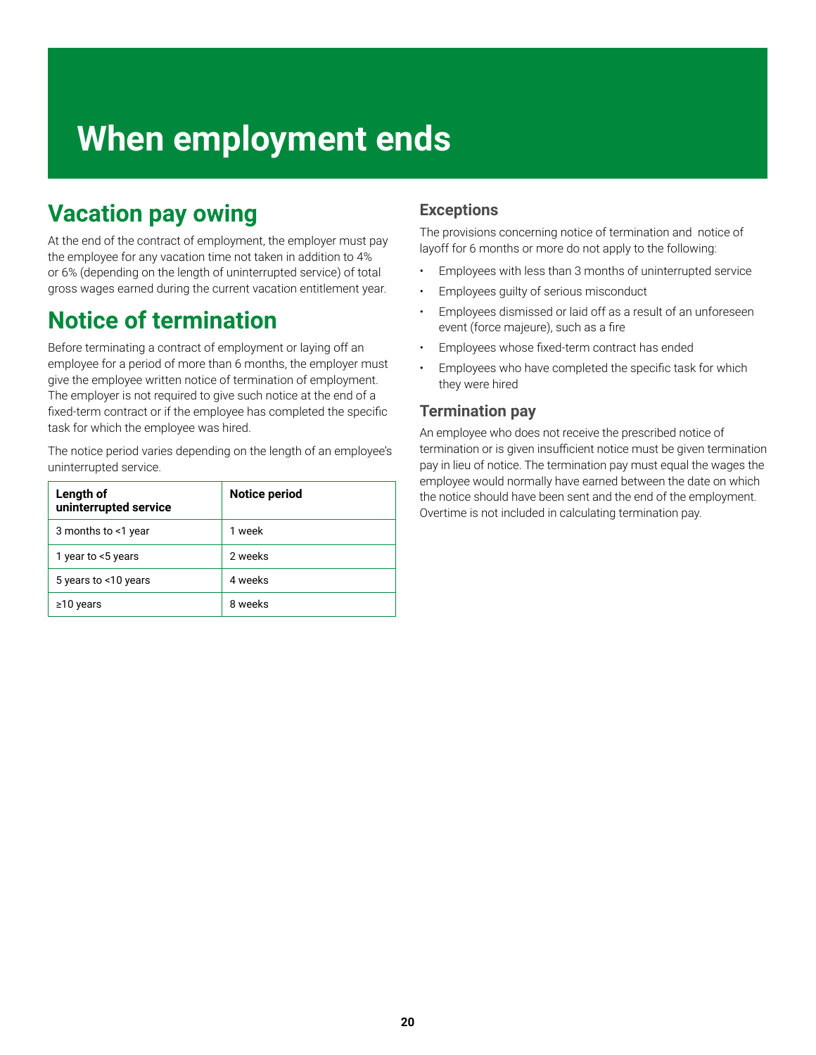# When employment ends

## Vacation pay owing

At the end of the contract of employment, the employer must pay the employee for any vacation time not taken in addition to 4% or 6% (depending on the length of uninterrupted service) of total gross wages earned during the current vacation entitlement year.

## Notice of termination

Before terminating a contract of employment or laying off an employee for a period of more than 6 months, the employer must give the employee written notice of termination of employment. The employer is not required to give such notice at the end of a fixed-term contract or if the employee has completed the specific task for which the employee was hired.

The notice period varies depending on the length of an employee's uninterrupted service.

| Length of uninterrupted service | Notice period |
|---|---|
| 3 months to <1 year | 1 week |
| 1 year to <5 years | 2 weeks |
| 5 years to <10 years | 4 weeks |
| ≥10 years | 8 weeks |

### Exceptions

The provisions concerning notice of termination and notice of layoff for 6 months or more do not apply to the following:

- Employees with less than 3 months of uninterrupted service
- Employees guilty of serious misconduct
- Employees dismissed or laid off as a result of an unforeseen event (force majeure), such as a fire
- Employees whose fixed-term contract has ended
- Employees who have completed the specific task for which they were hired

### Termination pay

An employee who does not receive the prescribed notice of termination or is given insufficient notice must be given termination pay in lieu of notice. The termination pay must equal the wages the employee would normally have earned between the date on which the notice should have been sent and the end of the employment. Overtime is not included in calculating termination pay.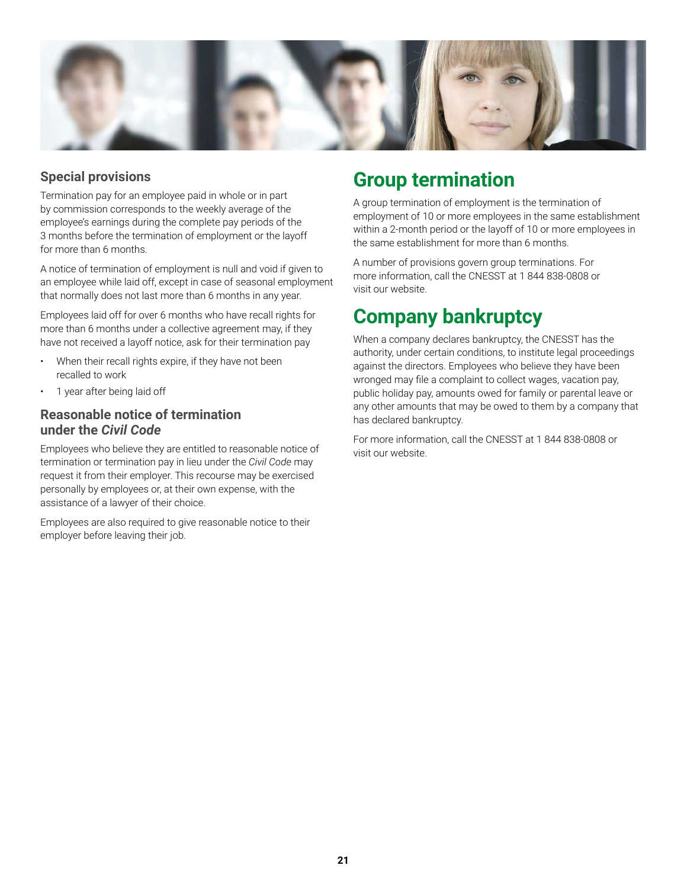### Special provisions

Termination pay for an employee paid in whole or in part by commission corresponds to the weekly average of the employee's earnings during the complete pay periods of the 3 months before the termination of employment or the layoff for more than 6 months.

A notice of termination of employment is null and void if given to an employee while laid off, except in case of seasonal employment that normally does not last more than 6 months in any year.

Employees laid off for over 6 months who have recall rights for more than 6 months under a collective agreement may, if they have not received a layoff notice, ask for their termination pay

- When their recall rights expire, if they have not been recalled to work
- 1 year after being laid off

### Reasonable notice of termination under the *Civil Code*

Employees who believe they are entitled to reasonable notice of termination or termination pay in lieu under the *Civil Code* may request it from their employer. This recourse may be exercised personally by employees or, at their own expense, with the assistance of a lawyer of their choice.

Employees are also required to give reasonable notice to their employer before leaving their job.

## Group termination

A group termination of employment is the termination of employment of 10 or more employees in the same establishment within a 2-month period or the layoff of 10 or more employees in the same establishment for more than 6 months.

A number of provisions govern group terminations. For more information, call the CNESST at 1 844 838-0808 or visit our website.

## Company bankruptcy

When a company declares bankruptcy, the CNESST has the authority, under certain conditions, to institute legal proceedings against the directors. Employees who believe they have been wronged may file a complaint to collect wages, vacation pay, public holiday pay, amounts owed for family or parental leave or any other amounts that may be owed to them by a company that has declared bankruptcy.

For more information, call the CNESST at 1 844 838-0808 or visit our website.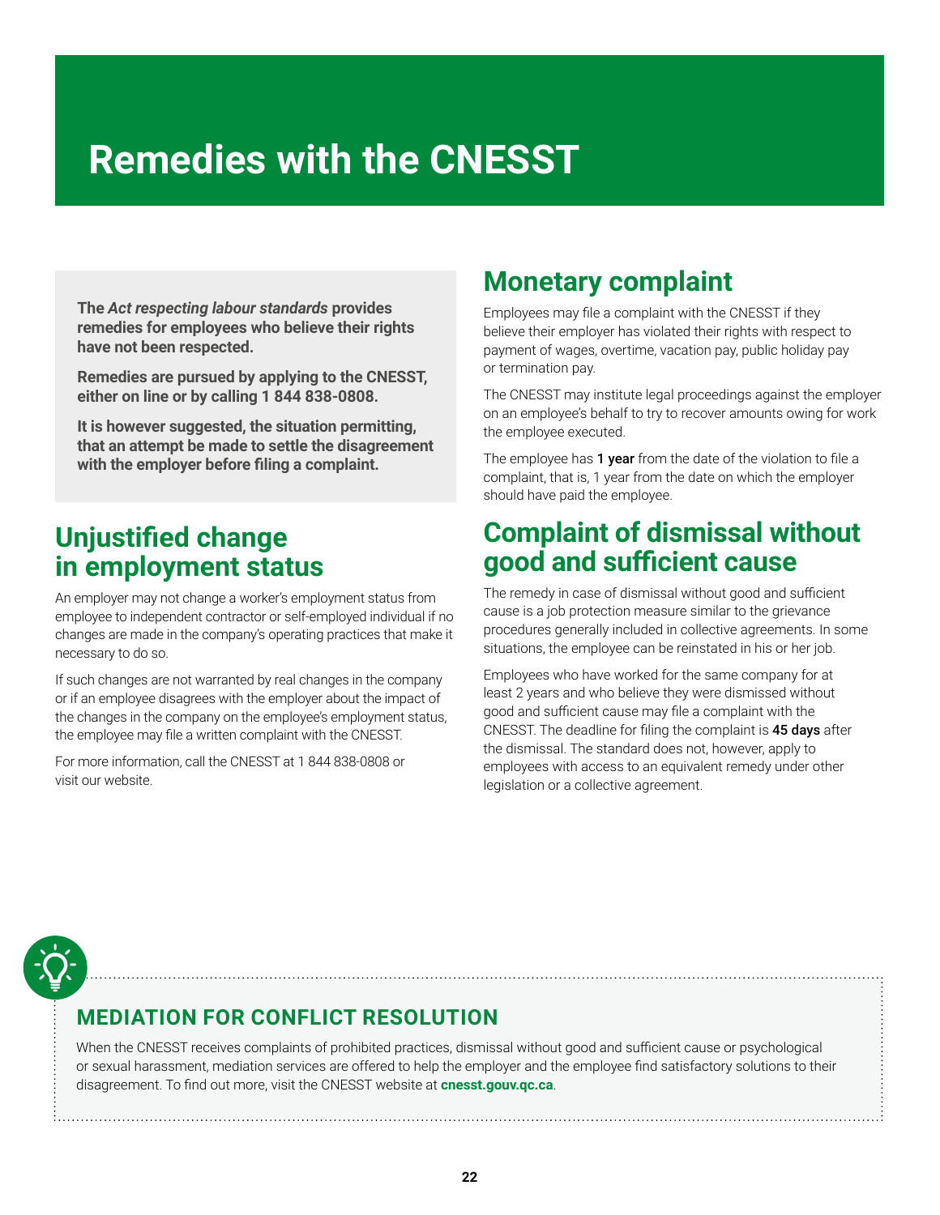# Remedies with the CNESST

**The *Act respecting labour standards* provides remedies for employees who believe their rights have not been respected.**

**Remedies are pursued by applying to the CNESST, either on line or by calling 1 844 838-0808.**

**It is however suggested, the situation permitting, that an attempt be made to settle the disagreement with the employer before filing a complaint.**

## Unjustified change in employment status

An employer may not change a worker's employment status from employee to independent contractor or self-employed individual if no changes are made in the company's operating practices that make it necessary to do so.

If such changes are not warranted by real changes in the company or if an employee disagrees with the employer about the impact of the changes in the company on the employee's employment status, the employee may file a written complaint with the CNESST.

For more information, call the CNESST at 1 844 838-0808 or visit our website.

## Monetary complaint

Employees may file a complaint with the CNESST if they believe their employer has violated their rights with respect to payment of wages, overtime, vacation pay, public holiday pay or termination pay.

The CNESST may institute legal proceedings against the employer on an employee's behalf to try to recover amounts owing for work the employee executed.

The employee has **1 year** from the date of the violation to file a complaint, that is, 1 year from the date on which the employer should have paid the employee.

## Complaint of dismissal without good and sufficient cause

The remedy in case of dismissal without good and sufficient cause is a job protection measure similar to the grievance procedures generally included in collective agreements. In some situations, the employee can be reinstated in his or her job.

Employees who have worked for the same company for at least 2 years and who believe they were dismissed without good and sufficient cause may file a complaint with the CNESST. The deadline for filing the complaint is **45 days** after the dismissal. The standard does not, however, apply to employees with access to an equivalent remedy under other legislation or a collective agreement.

### MEDIATION FOR CONFLICT RESOLUTION

When the CNESST receives complaints of prohibited practices, dismissal without good and sufficient cause or psychological or sexual harassment, mediation services are offered to help the employer and the employee find satisfactory solutions to their disagreement. To find out more, visit the CNESST website at **cnesst.gouv.qc.ca**.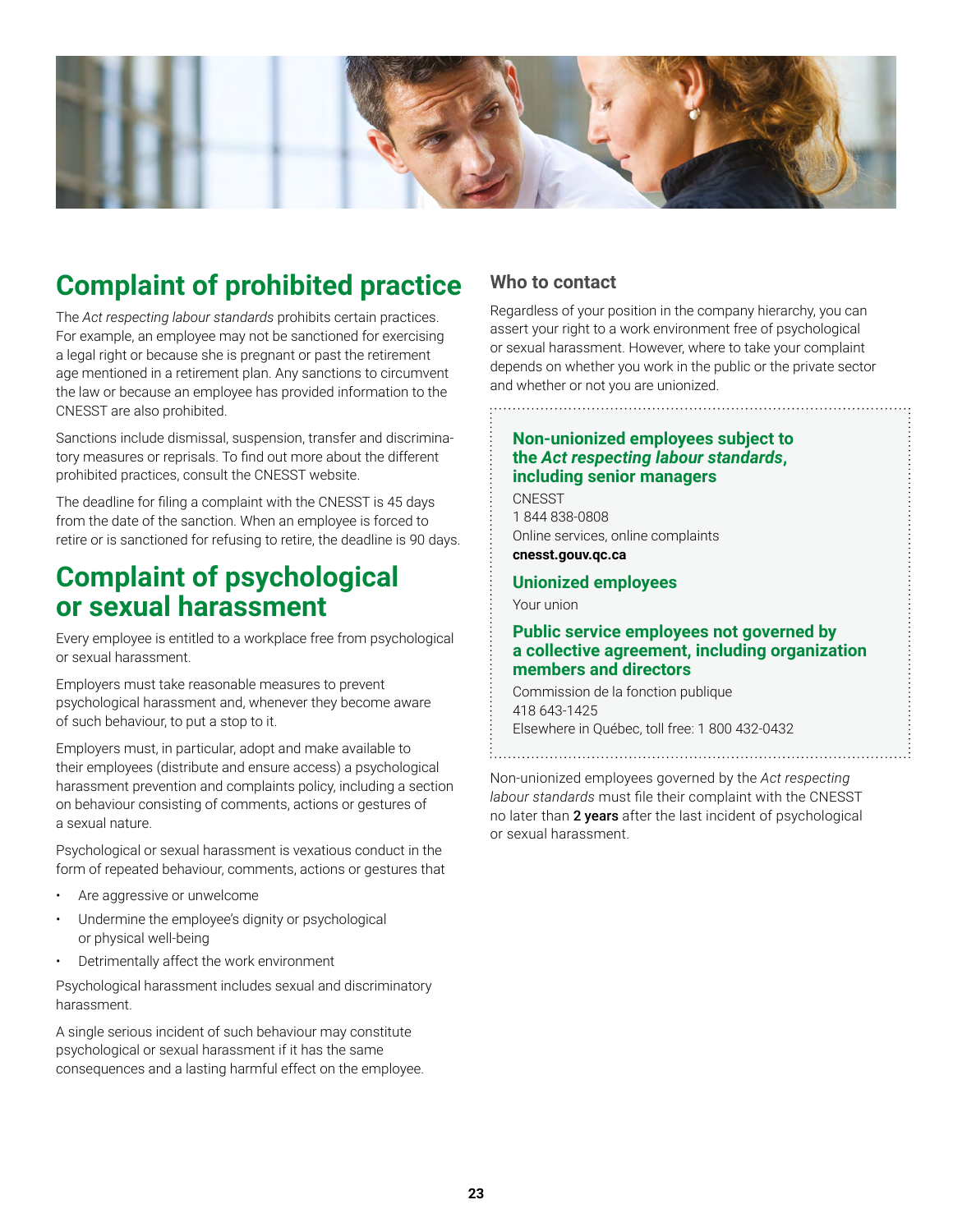## Complaint of prohibited practice

The *Act respecting labour standards* prohibits certain practices. For example, an employee may not be sanctioned for exercising a legal right or because she is pregnant or past the retirement age mentioned in a retirement plan. Any sanctions to circumvent the law or because an employee has provided information to the CNESST are also prohibited.

Sanctions include dismissal, suspension, transfer and discriminatory measures or reprisals. To find out more about the different prohibited practices, consult the CNESST website.

The deadline for filing a complaint with the CNESST is 45 days from the date of the sanction. When an employee is forced to retire or is sanctioned for refusing to retire, the deadline is 90 days.

## Complaint of psychological or sexual harassment

Every employee is entitled to a workplace free from psychological or sexual harassment.

Employers must take reasonable measures to prevent psychological harassment and, whenever they become aware of such behaviour, to put a stop to it.

Employers must, in particular, adopt and make available to their employees (distribute and ensure access) a psychological harassment prevention and complaints policy, including a section on behaviour consisting of comments, actions or gestures of a sexual nature.

Psychological or sexual harassment is vexatious conduct in the form of repeated behaviour, comments, actions or gestures that

- Are aggressive or unwelcome
- Undermine the employee's dignity or psychological or physical well-being
- Detrimentally affect the work environment

Psychological harassment includes sexual and discriminatory harassment.

A single serious incident of such behaviour may constitute psychological or sexual harassment if it has the same consequences and a lasting harmful effect on the employee.

### Who to contact

Regardless of your position in the company hierarchy, you can assert your right to a work environment free of psychological or sexual harassment. However, where to take your complaint depends on whether you work in the public or the private sector and whether or not you are unionized.

#### Non-unionized employees subject to the *Act respecting labour standards*, including senior managers

CNESST
1 844 838-0808
Online services, online complaints
**cnesst.gouv.qc.ca**

#### Unionized employees

Your union

#### Public service employees not governed by a collective agreement, including organization members and directors

Commission de la fonction publique
418 643-1425
Elsewhere in Québec, toll free: 1 800 432-0432

Non-unionized employees governed by the *Act respecting labour standards* must file their complaint with the CNESST no later than **2 years** after the last incident of psychological or sexual harassment.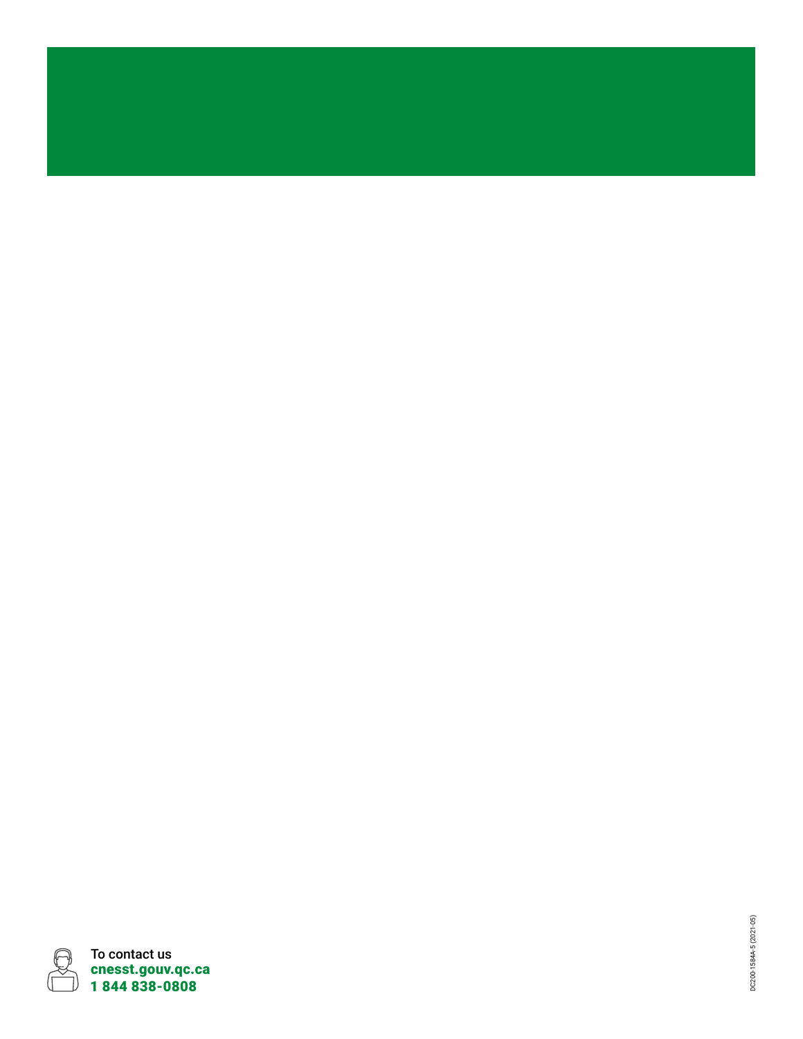To contact us
**cnesst.gouv.qc.ca**
**1 844 838-0808**

DC200-1584A-5 (2021-05)